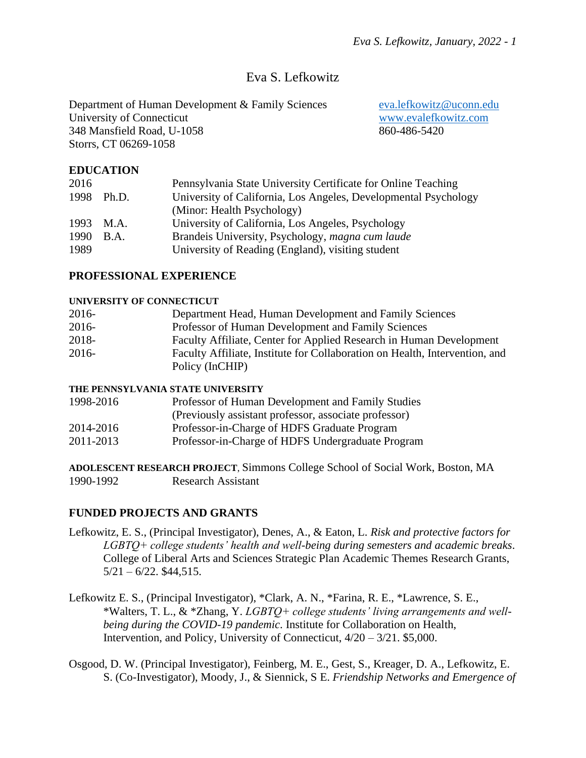# Eva S. Lefkowitz

Department of Human Development & Family Sciences
University of Connecticut
348 Mansfield Road, U-1058
Storrs, CT 06269-1058

eva.lefkowitz@uconn.edu
www.evalefkowitz.com
860-486-5420

## EDUCATION

| | | |
|---|---|---|
| 2016 | | Pennsylvania State University Certificate for Online Teaching |
| 1998 | Ph.D. | University of California, Los Angeles, Developmental Psychology (Minor: Health Psychology) |
| 1993 | M.A. | University of California, Los Angeles, Psychology |
| 1990 | B.A. | Brandeis University, Psychology, *magna cum laude* |
| 1989 | | University of Reading (England), visiting student |

## PROFESSIONAL EXPERIENCE

### UNIVERSITY OF CONNECTICUT

| | |
|---|---|
| 2016- | Department Head, Human Development and Family Sciences |
| 2016- | Professor of Human Development and Family Sciences |
| 2018- | Faculty Affiliate, Center for Applied Research in Human Development |
| 2016- | Faculty Affiliate, Institute for Collaboration on Health, Intervention, and Policy (InCHIP) |

### THE PENNSYLVANIA STATE UNIVERSITY

| | |
|---|---|
| 1998-2016 | Professor of Human Development and Family Studies (Previously assistant professor, associate professor) |
| 2014-2016 | Professor-in-Charge of HDFS Graduate Program |
| 2011-2013 | Professor-in-Charge of HDFS Undergraduate Program |

**ADOLESCENT RESEARCH PROJECT**, Simmons College School of Social Work, Boston, MA

| | |
|---|---|
| 1990-1992 | Research Assistant |

## FUNDED PROJECTS AND GRANTS

Lefkowitz, E. S., (Principal Investigator), Denes, A., & Eaton, L. *Risk and protective factors for LGBTQ+ college students' health and well-being during semesters and academic breaks*. College of Liberal Arts and Sciences Strategic Plan Academic Themes Research Grants, 5/21 – 6/22. $44,515.

Lefkowitz E. S., (Principal Investigator), *Clark, A. N., *Farina, R. E., *Lawrence, S. E., *Walters, T. L., & *Zhang, Y. *LGBTQ+ college students' living arrangements and well-being during the COVID-19 pandemic*. Institute for Collaboration on Health, Intervention, and Policy, University of Connecticut, 4/20 – 3/21. $5,000.

Osgood, D. W. (Principal Investigator), Feinberg, M. E., Gest, S., Kreager, D. A., Lefkowitz, E. S. (Co-Investigator), Moody, J., & Siennick, S E. *Friendship Networks and Emergence of*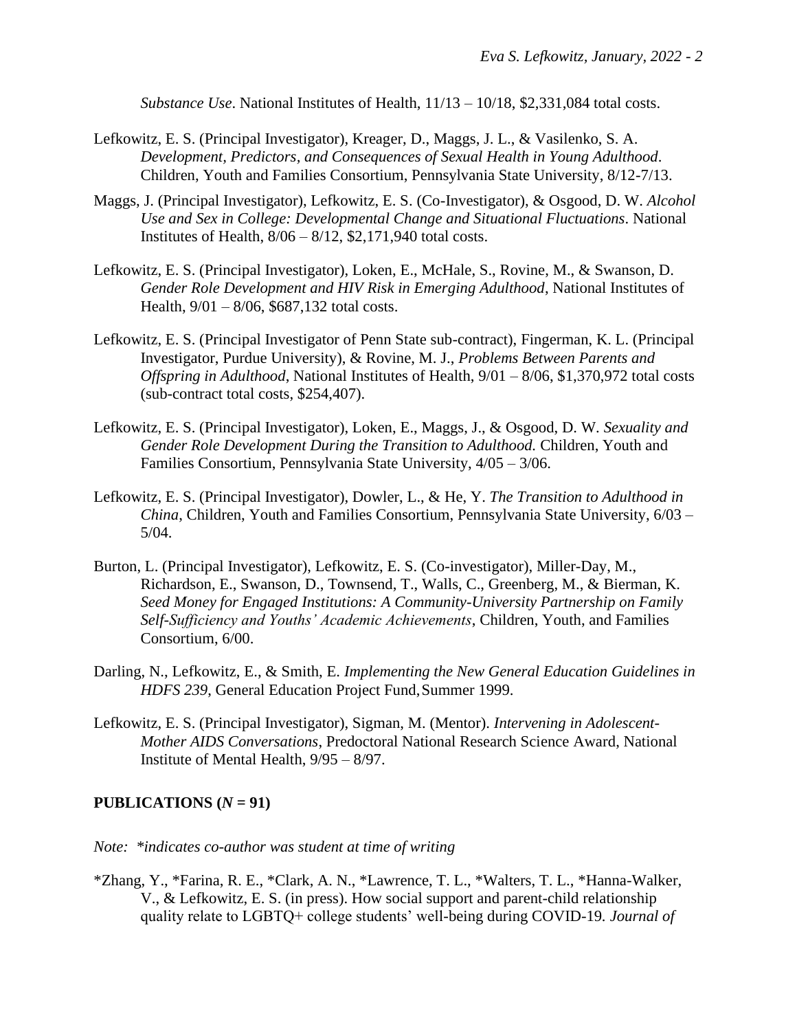*Substance Use*. National Institutes of Health, 11/13 – 10/18, $2,331,084 total costs.

Lefkowitz, E. S. (Principal Investigator), Kreager, D., Maggs, J. L., & Vasilenko, S. A. *Development, Predictors, and Consequences of Sexual Health in Young Adulthood*. Children, Youth and Families Consortium, Pennsylvania State University, 8/12-7/13.

Maggs, J. (Principal Investigator), Lefkowitz, E. S. (Co-Investigator), & Osgood, D. W. *Alcohol Use and Sex in College: Developmental Change and Situational Fluctuations*. National Institutes of Health, 8/06 – 8/12, $2,171,940 total costs.

Lefkowitz, E. S. (Principal Investigator), Loken, E., McHale, S., Rovine, M., & Swanson, D. *Gender Role Development and HIV Risk in Emerging Adulthood*, National Institutes of Health, 9/01 – 8/06, $687,132 total costs.

Lefkowitz, E. S. (Principal Investigator of Penn State sub-contract), Fingerman, K. L. (Principal Investigator, Purdue University), & Rovine, M. J., *Problems Between Parents and Offspring in Adulthood*, National Institutes of Health, 9/01 – 8/06, $1,370,972 total costs (sub-contract total costs, $254,407).

Lefkowitz, E. S. (Principal Investigator), Loken, E., Maggs, J., & Osgood, D. W. *Sexuality and Gender Role Development During the Transition to Adulthood.* Children, Youth and Families Consortium, Pennsylvania State University, 4/05 – 3/06.

Lefkowitz, E. S. (Principal Investigator), Dowler, L., & He, Y. *The Transition to Adulthood in China*, Children, Youth and Families Consortium, Pennsylvania State University, 6/03 – 5/04.

Burton, L. (Principal Investigator), Lefkowitz, E. S. (Co-investigator), Miller-Day, M., Richardson, E., Swanson, D., Townsend, T., Walls, C., Greenberg, M., & Bierman, K. *Seed Money for Engaged Institutions: A Community-University Partnership on Family Self-Sufficiency and Youths' Academic Achievements*, Children, Youth, and Families Consortium, 6/00.

Darling, N., Lefkowitz, E., & Smith, E. *Implementing the New General Education Guidelines in HDFS 239*, General Education Project Fund, Summer 1999.

Lefkowitz, E. S. (Principal Investigator), Sigman, M. (Mentor). *Intervening in Adolescent-Mother AIDS Conversations*, Predoctoral National Research Science Award, National Institute of Mental Health, 9/95 – 8/97.

## PUBLICATIONS (*N* = 91)

*Note: *indicates co-author was student at time of writing*

*Zhang, Y., *Farina, R. E., *Clark, A. N., *Lawrence, T. L., *Walters, T. L., *Hanna-Walker, V., & Lefkowitz, E. S. (in press). How social support and parent-child relationship quality relate to LGBTQ+ college students' well-being during COVID-19. *Journal of*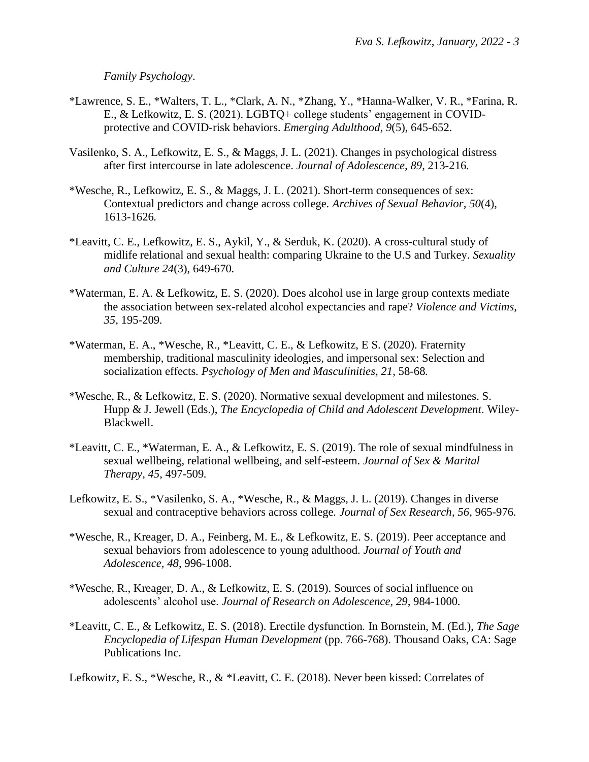*Family Psychology*.

*Lawrence, S. E., *Walters, T. L., *Clark, A. N., *Zhang, Y., *Hanna-Walker, V. R., *Farina, R. E., & Lefkowitz, E. S. (2021). LGBTQ+ college students' engagement in COVID-protective and COVID-risk behaviors. *Emerging Adulthood, 9*(5), 645-652.

Vasilenko, S. A., Lefkowitz, E. S., & Maggs, J. L. (2021). Changes in psychological distress after first intercourse in late adolescence. *Journal of Adolescence, 89*, 213-216.

*Wesche, R., Lefkowitz, E. S., & Maggs, J. L. (2021). Short-term consequences of sex: Contextual predictors and change across college. *Archives of Sexual Behavior, 50*(4), 1613-1626.

*Leavitt, C. E., Lefkowitz, E. S., Aykil, Y., & Serduk, K. (2020). A cross-cultural study of midlife relational and sexual health: comparing Ukraine to the U.S and Turkey. *Sexuality and Culture 24*(3), 649-670.

*Waterman, E. A. & Lefkowitz, E. S. (2020). Does alcohol use in large group contexts mediate the association between sex-related alcohol expectancies and rape? *Violence and Victims, 35*, 195-209.

*Waterman, E. A., *Wesche, R., *Leavitt, C. E., & Lefkowitz, E S. (2020). Fraternity membership, traditional masculinity ideologies, and impersonal sex: Selection and socialization effects. *Psychology of Men and Masculinities, 21*, 58-68.

*Wesche, R., & Lefkowitz, E. S. (2020). Normative sexual development and milestones. S. Hupp & J. Jewell (Eds.), *The Encyclopedia of Child and Adolescent Development*. Wiley-Blackwell.

*Leavitt, C. E., *Waterman, E. A., & Lefkowitz, E. S. (2019). The role of sexual mindfulness in sexual wellbeing, relational wellbeing, and self-esteem. *Journal of Sex & Marital Therapy, 45*, 497-509.

Lefkowitz, E. S., *Vasilenko, S. A., *Wesche, R., & Maggs, J. L. (2019). Changes in diverse sexual and contraceptive behaviors across college. *Journal of Sex Research, 56*, 965-976.

*Wesche, R., Kreager, D. A., Feinberg, M. E., & Lefkowitz, E. S. (2019). Peer acceptance and sexual behaviors from adolescence to young adulthood. *Journal of Youth and Adolescence, 48*, 996-1008.

*Wesche, R., Kreager, D. A., & Lefkowitz, E. S. (2019). Sources of social influence on adolescents' alcohol use. *Journal of Research on Adolescence, 29*, 984-1000.

*Leavitt, C. E., & Lefkowitz, E. S. (2018). Erectile dysfunction. In Bornstein, M. (Ed.), *The Sage Encyclopedia of Lifespan Human Development* (pp. 766-768). Thousand Oaks, CA: Sage Publications Inc.

Lefkowitz, E. S., *Wesche, R., & *Leavitt, C. E. (2018). Never been kissed: Correlates of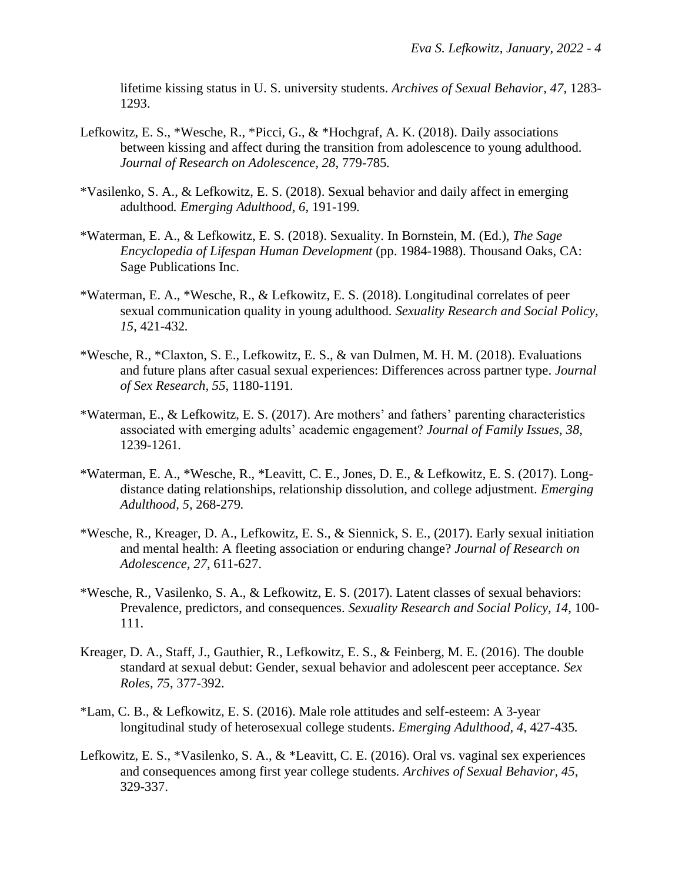lifetime kissing status in U. S. university students. *Archives of Sexual Behavior, 47*, 1283-1293.

Lefkowitz, E. S., *Wesche, R., *Picci, G., & *Hochgraf, A. K. (2018). Daily associations between kissing and affect during the transition from adolescence to young adulthood. *Journal of Research on Adolescence, 28*, 779-785.

*Vasilenko, S. A., & Lefkowitz, E. S. (2018). Sexual behavior and daily affect in emerging adulthood. *Emerging Adulthood, 6*, 191-199.

*Waterman, E. A., & Lefkowitz, E. S. (2018). Sexuality. In Bornstein, M. (Ed.), *The Sage Encyclopedia of Lifespan Human Development* (pp. 1984-1988). Thousand Oaks, CA: Sage Publications Inc.

*Waterman, E. A., *Wesche, R., & Lefkowitz, E. S. (2018). Longitudinal correlates of peer sexual communication quality in young adulthood. *Sexuality Research and Social Policy, 15*, 421-432.

*Wesche, R., *Claxton, S. E., Lefkowitz, E. S., & van Dulmen, M. H. M. (2018). Evaluations and future plans after casual sexual experiences: Differences across partner type. *Journal of Sex Research, 55*, 1180-1191.

*Waterman, E., & Lefkowitz, E. S. (2017). Are mothers' and fathers' parenting characteristics associated with emerging adults' academic engagement? *Journal of Family Issues, 38*, 1239-1261.

*Waterman, E. A., *Wesche, R., *Leavitt, C. E., Jones, D. E., & Lefkowitz, E. S. (2017). Long-distance dating relationships, relationship dissolution, and college adjustment. *Emerging Adulthood, 5*, 268-279.

*Wesche, R., Kreager, D. A., Lefkowitz, E. S., & Siennick, S. E., (2017). Early sexual initiation and mental health: A fleeting association or enduring change? *Journal of Research on Adolescence, 27*, 611-627.

*Wesche, R., Vasilenko, S. A., & Lefkowitz, E. S. (2017). Latent classes of sexual behaviors: Prevalence, predictors, and consequences. *Sexuality Research and Social Policy, 14*, 100-111.

Kreager, D. A., Staff, J., Gauthier, R., Lefkowitz, E. S., & Feinberg, M. E. (2016). The double standard at sexual debut: Gender, sexual behavior and adolescent peer acceptance. *Sex Roles, 75*, 377-392.

*Lam, C. B., & Lefkowitz, E. S. (2016). Male role attitudes and self-esteem: A 3-year longitudinal study of heterosexual college students. *Emerging Adulthood, 4*, 427-435.

Lefkowitz, E. S., *Vasilenko, S. A., & *Leavitt, C. E. (2016). Oral vs. vaginal sex experiences and consequences among first year college students. *Archives of Sexual Behavior, 45*, 329-337.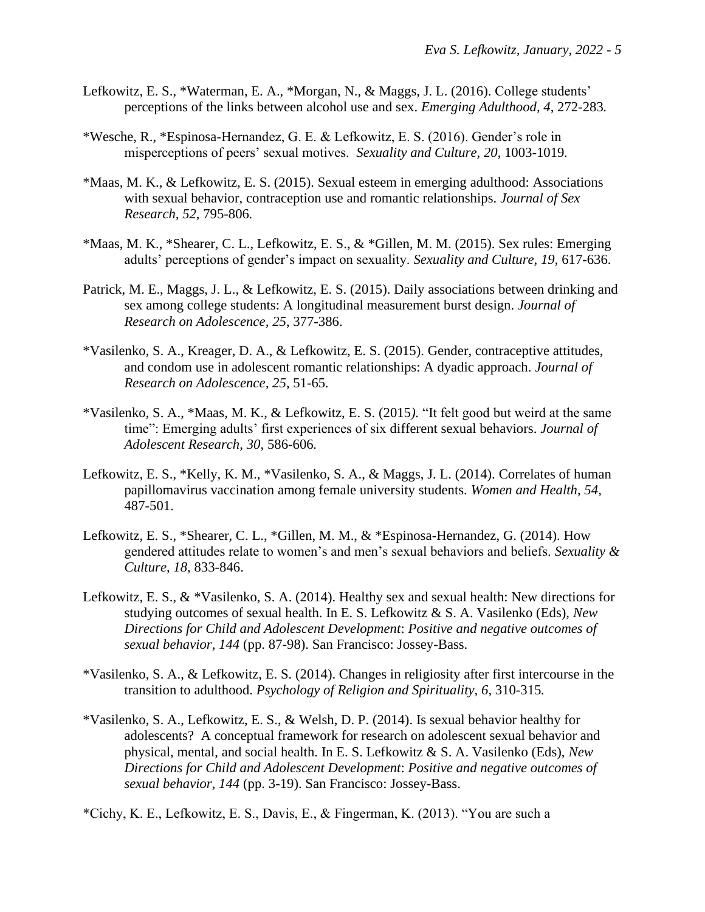Lefkowitz, E. S., *Waterman, E. A., *Morgan, N., & Maggs, J. L. (2016). College students' perceptions of the links between alcohol use and sex. *Emerging Adulthood, 4*, 272-283.

*Wesche, R., *Espinosa-Hernandez, G. E. & Lefkowitz, E. S. (2016). Gender's role in misperceptions of peers' sexual motives. *Sexuality and Culture, 20*, 1003-1019.

*Maas, M. K., & Lefkowitz, E. S. (2015). Sexual esteem in emerging adulthood: Associations with sexual behavior, contraception use and romantic relationships. *Journal of Sex Research, 52*, 795-806.

*Maas, M. K., *Shearer, C. L., Lefkowitz, E. S., & *Gillen, M. M. (2015). Sex rules: Emerging adults' perceptions of gender's impact on sexuality. *Sexuality and Culture, 19*, 617-636.

Patrick, M. E., Maggs, J. L., & Lefkowitz, E. S. (2015). Daily associations between drinking and sex among college students: A longitudinal measurement burst design. *Journal of Research on Adolescence, 25*, 377-386.

*Vasilenko, S. A., Kreager, D. A., & Lefkowitz, E. S. (2015). Gender, contraceptive attitudes, and condom use in adolescent romantic relationships: A dyadic approach. *Journal of Research on Adolescence, 25*, 51-65.

*Vasilenko, S. A., *Maas, M. K., & Lefkowitz, E. S. (2015). "It felt good but weird at the same time": Emerging adults' first experiences of six different sexual behaviors. *Journal of Adolescent Research, 30*, 586-606.

Lefkowitz, E. S., *Kelly, K. M., *Vasilenko, S. A., & Maggs, J. L. (2014). Correlates of human papillomavirus vaccination among female university students. *Women and Health, 54*, 487-501.

Lefkowitz, E. S., *Shearer, C. L., *Gillen, M. M., & *Espinosa-Hernandez, G. (2014). How gendered attitudes relate to women's and men's sexual behaviors and beliefs. *Sexuality & Culture, 18*, 833-846.

Lefkowitz, E. S., & *Vasilenko, S. A. (2014). Healthy sex and sexual health: New directions for studying outcomes of sexual health. In E. S. Lefkowitz & S. A. Vasilenko (Eds), *New Directions for Child and Adolescent Development*: *Positive and negative outcomes of sexual behavior, 144* (pp. 87-98). San Francisco: Jossey-Bass.

*Vasilenko, S. A., & Lefkowitz, E. S. (2014). Changes in religiosity after first intercourse in the transition to adulthood. *Psychology of Religion and Spirituality, 6*, 310-315.

*Vasilenko, S. A., Lefkowitz, E. S., & Welsh, D. P. (2014). Is sexual behavior healthy for adolescents? A conceptual framework for research on adolescent sexual behavior and physical, mental, and social health. In E. S. Lefkowitz & S. A. Vasilenko (Eds), *New Directions for Child and Adolescent Development*: *Positive and negative outcomes of sexual behavior, 144* (pp. 3-19). San Francisco: Jossey-Bass.

*Cichy, K. E., Lefkowitz, E. S., Davis, E., & Fingerman, K. (2013). "You are such a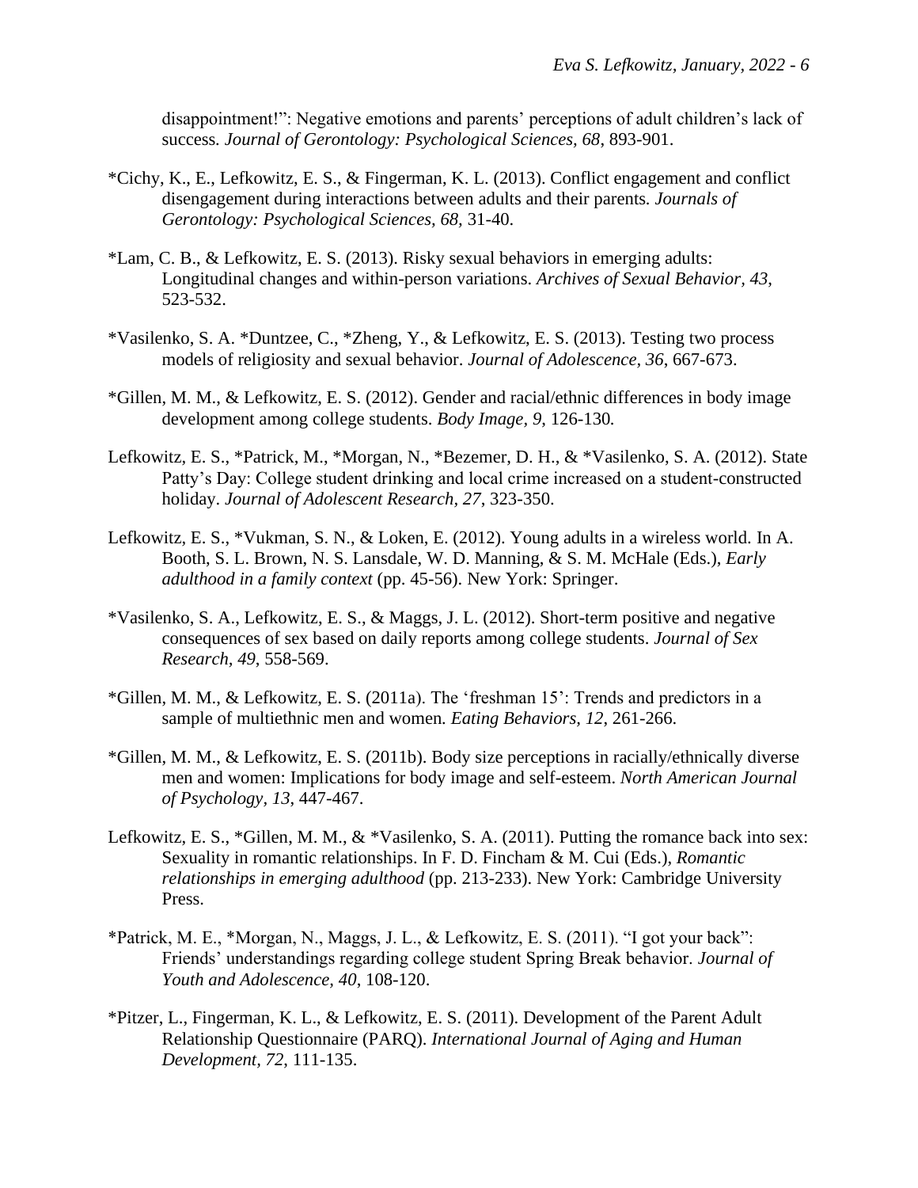disappointment!": Negative emotions and parents' perceptions of adult children's lack of success. *Journal of Gerontology: Psychological Sciences, 68*, 893-901.

*Cichy, K., E., Lefkowitz, E. S., & Fingerman, K. L. (2013). Conflict engagement and conflict disengagement during interactions between adults and their parents. *Journals of Gerontology: Psychological Sciences, 68,* 31-40.

*Lam, C. B., & Lefkowitz, E. S. (2013). Risky sexual behaviors in emerging adults: Longitudinal changes and within-person variations. *Archives of Sexual Behavior, 43*, 523-532.

*Vasilenko, S. A. *Duntzee, C., *Zheng, Y., & Lefkowitz, E. S. (2013). Testing two process models of religiosity and sexual behavior. *Journal of Adolescence, 36*, 667-673.

*Gillen, M. M., & Lefkowitz, E. S. (2012). Gender and racial/ethnic differences in body image development among college students. *Body Image, 9*, 126-130*.*

Lefkowitz, E. S., *Patrick, M., *Morgan, N., *Bezemer, D. H., & *Vasilenko, S. A. (2012). State Patty's Day: College student drinking and local crime increased on a student-constructed holiday. *Journal of Adolescent Research, 27*, 323-350.

Lefkowitz, E. S., *Vukman, S. N., & Loken, E. (2012). Young adults in a wireless world. In A. Booth, S. L. Brown, N. S. Lansdale, W. D. Manning, & S. M. McHale (Eds.), *Early adulthood in a family context* (pp. 45-56). New York: Springer.

*Vasilenko, S. A., Lefkowitz, E. S., & Maggs, J. L. (2012). Short-term positive and negative consequences of sex based on daily reports among college students. *Journal of Sex Research, 49*, 558-569.

*Gillen, M. M., & Lefkowitz, E. S. (2011a). The 'freshman 15': Trends and predictors in a sample of multiethnic men and women*. Eating Behaviors, 12*, 261-266.

*Gillen, M. M., & Lefkowitz, E. S. (2011b). Body size perceptions in racially/ethnically diverse men and women: Implications for body image and self-esteem. *North American Journal of Psychology, 13*, 447-467.

Lefkowitz, E. S., *Gillen, M. M., & *Vasilenko, S. A. (2011). Putting the romance back into sex: Sexuality in romantic relationships. In F. D. Fincham & M. Cui (Eds.), *Romantic relationships in emerging adulthood* (pp. 213-233). New York: Cambridge University Press.

*Patrick, M. E., *Morgan, N., Maggs, J. L., & Lefkowitz, E. S. (2011). "I got your back": Friends' understandings regarding college student Spring Break behavior. *Journal of Youth and Adolescence, 40*, 108-120.

*Pitzer, L., Fingerman, K. L., & Lefkowitz, E. S. (2011). Development of the Parent Adult Relationship Questionnaire (PARQ). *International Journal of Aging and Human Development, 72*, 111-135.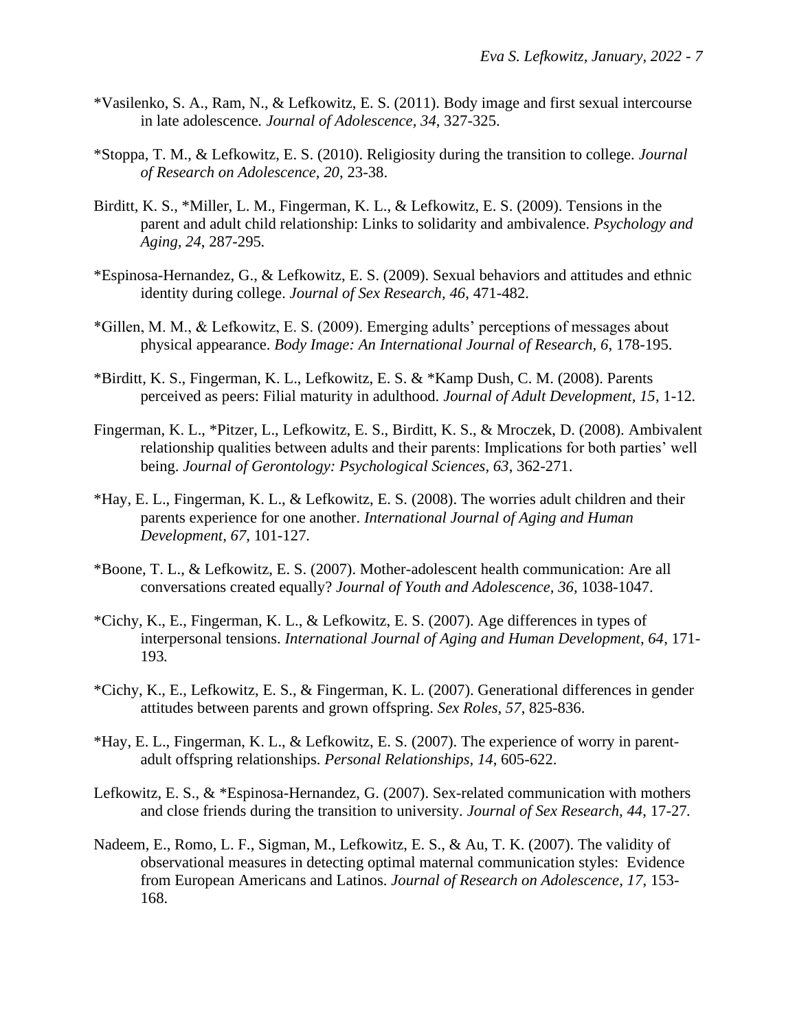*Vasilenko, S. A., Ram, N., & Lefkowitz, E. S. (2011). Body image and first sexual intercourse in late adolescence. *Journal of Adolescence, 34*, 327-325.

*Stoppa, T. M., & Lefkowitz, E. S. (2010). Religiosity during the transition to college. *Journal of Research on Adolescence, 20*, 23-38.

Birditt, K. S., *Miller, L. M., Fingerman, K. L., & Lefkowitz, E. S. (2009). Tensions in the parent and adult child relationship: Links to solidarity and ambivalence. *Psychology and Aging, 24*, 287-295.

*Espinosa-Hernandez, G., & Lefkowitz, E. S. (2009). Sexual behaviors and attitudes and ethnic identity during college. *Journal of Sex Research, 46*, 471-482.

*Gillen, M. M., & Lefkowitz, E. S. (2009). Emerging adults' perceptions of messages about physical appearance. *Body Image: An International Journal of Research, 6*, 178-195.

*Birditt, K. S., Fingerman, K. L., Lefkowitz, E. S. & *Kamp Dush, C. M. (2008). Parents perceived as peers: Filial maturity in adulthood. *Journal of Adult Development, 15*, 1-12.

Fingerman, K. L., *Pitzer, L., Lefkowitz, E. S., Birditt, K. S., & Mroczek, D. (2008). Ambivalent relationship qualities between adults and their parents: Implications for both parties' well being. *Journal of Gerontology: Psychological Sciences, 63*, 362-271.

*Hay, E. L., Fingerman, K. L., & Lefkowitz, E. S. (2008). The worries adult children and their parents experience for one another. *International Journal of Aging and Human Development, 67*, 101-127.

*Boone, T. L., & Lefkowitz, E. S. (2007). Mother-adolescent health communication: Are all conversations created equally? *Journal of Youth and Adolescence, 36*, 1038-1047.

*Cichy, K., E., Fingerman, K. L., & Lefkowitz, E. S. (2007). Age differences in types of interpersonal tensions. *International Journal of Aging and Human Development, 64*, 171-193.

*Cichy, K., E., Lefkowitz, E. S., & Fingerman, K. L. (2007). Generational differences in gender attitudes between parents and grown offspring. *Sex Roles, 57*, 825-836.

*Hay, E. L., Fingerman, K. L., & Lefkowitz, E. S. (2007). The experience of worry in parent-adult offspring relationships. *Personal Relationships, 14*, 605-622.

Lefkowitz, E. S., & *Espinosa-Hernandez, G. (2007). Sex-related communication with mothers and close friends during the transition to university. *Journal of Sex Research, 44*, 17-27.

Nadeem, E., Romo, L. F., Sigman, M., Lefkowitz, E. S., & Au, T. K. (2007). The validity of observational measures in detecting optimal maternal communication styles: Evidence from European Americans and Latinos. *Journal of Research on Adolescence, 17*, 153-168.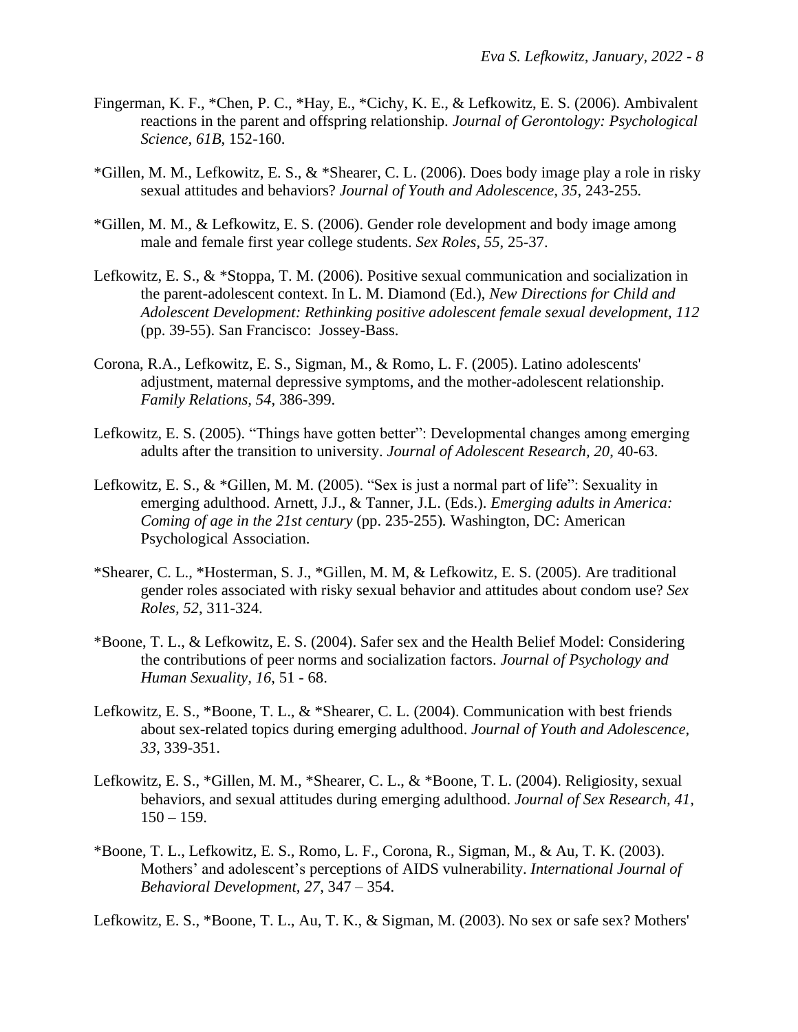Fingerman, K. F., *Chen, P. C., *Hay, E., *Cichy, K. E., & Lefkowitz, E. S. (2006). Ambivalent reactions in the parent and offspring relationship. *Journal of Gerontology: Psychological Science, 61B*, 152-160.

*Gillen, M. M., Lefkowitz, E. S., & *Shearer, C. L. (2006). Does body image play a role in risky sexual attitudes and behaviors? *Journal of Youth and Adolescence, 35*, 243-255.

*Gillen, M. M., & Lefkowitz, E. S. (2006). Gender role development and body image among male and female first year college students. *Sex Roles, 55*, 25-37.

Lefkowitz, E. S., & *Stoppa, T. M. (2006). Positive sexual communication and socialization in the parent-adolescent context. In L. M. Diamond (Ed.), *New Directions for Child and Adolescent Development: Rethinking positive adolescent female sexual development, 112* (pp. 39-55). San Francisco: Jossey-Bass.

Corona, R.A., Lefkowitz, E. S., Sigman, M., & Romo, L. F. (2005). Latino adolescents' adjustment, maternal depressive symptoms, and the mother-adolescent relationship. *Family Relations, 54*, 386-399.

Lefkowitz, E. S. (2005). "Things have gotten better": Developmental changes among emerging adults after the transition to university. *Journal of Adolescent Research, 20*, 40-63.

Lefkowitz, E. S., & *Gillen, M. M. (2005). "Sex is just a normal part of life": Sexuality in emerging adulthood. Arnett, J.J., & Tanner, J.L. (Eds.). *Emerging adults in America: Coming of age in the 21st century* (pp. 235-255). Washington, DC: American Psychological Association.

*Shearer, C. L., *Hosterman, S. J., *Gillen, M. M, & Lefkowitz, E. S. (2005). Are traditional gender roles associated with risky sexual behavior and attitudes about condom use? *Sex Roles*, *52*, 311-324.

*Boone, T. L., & Lefkowitz, E. S. (2004). Safer sex and the Health Belief Model: Considering the contributions of peer norms and socialization factors. *Journal of Psychology and Human Sexuality, 16*, 51 - 68.

Lefkowitz, E. S., *Boone, T. L., & *Shearer, C. L. (2004). Communication with best friends about sex-related topics during emerging adulthood. *Journal of Youth and Adolescence, 33*, 339-351.

Lefkowitz, E. S., *Gillen, M. M., *Shearer, C. L., & *Boone, T. L. (2004). Religiosity, sexual behaviors, and sexual attitudes during emerging adulthood. *Journal of Sex Research, 41,* 150 – 159.

*Boone, T. L., Lefkowitz, E. S., Romo, L. F., Corona, R., Sigman, M., & Au, T. K. (2003). Mothers' and adolescent's perceptions of AIDS vulnerability. *International Journal of Behavioral Development, 27,* 347 – 354.

Lefkowitz, E. S., *Boone, T. L., Au, T. K., & Sigman, M. (2003). No sex or safe sex? Mothers'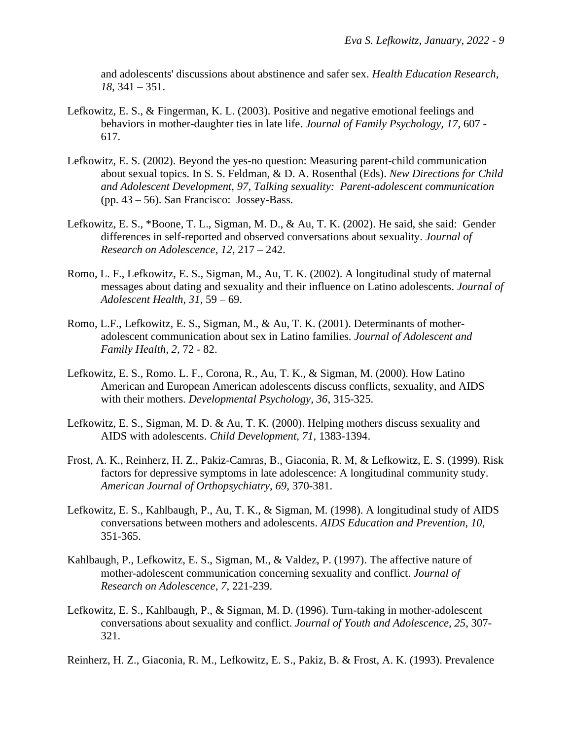and adolescents' discussions about abstinence and safer sex. *Health Education Research, 18*, 341 – 351.

Lefkowitz, E. S., & Fingerman, K. L. (2003). Positive and negative emotional feelings and behaviors in mother-daughter ties in late life. *Journal of Family Psychology, 17*, 607 - 617.

Lefkowitz, E. S. (2002). Beyond the yes-no question: Measuring parent-child communication about sexual topics. In S. S. Feldman, & D. A. Rosenthal (Eds). *New Directions for Child and Adolescent Development, 97, Talking sexuality: Parent-adolescent communication* (pp. 43 – 56). San Francisco: Jossey-Bass.

Lefkowitz, E. S., *Boone, T. L., Sigman, M. D., & Au, T. K. (2002). He said, she said: Gender differences in self-reported and observed conversations about sexuality. *Journal of Research on Adolescence, 12*, 217 – 242.

Romo, L. F., Lefkowitz, E. S., Sigman, M., Au, T. K. (2002). A longitudinal study of maternal messages about dating and sexuality and their influence on Latino adolescents. *Journal of Adolescent Health, 31*, 59 – 69.

Romo, L.F., Lefkowitz, E. S., Sigman, M., & Au, T. K. (2001). Determinants of mother-adolescent communication about sex in Latino families. *Journal of Adolescent and Family Health, 2*, 72 - 82.

Lefkowitz, E. S., Romo. L. F., Corona, R., Au, T. K., & Sigman, M. (2000). How Latino American and European American adolescents discuss conflicts, sexuality, and AIDS with their mothers. *Developmental Psychology, 36*, 315-325.

Lefkowitz, E. S., Sigman, M. D. & Au, T. K. (2000). Helping mothers discuss sexuality and AIDS with adolescents. *Child Development, 71*, 1383-1394.

Frost, A. K., Reinherz, H. Z., Pakiz-Camras, B., Giaconia, R. M, & Lefkowitz, E. S. (1999). Risk factors for depressive symptoms in late adolescence: A longitudinal community study. *American Journal of Orthopsychiatry, 69*, 370-381.

Lefkowitz, E. S., Kahlbaugh, P., Au, T. K., & Sigman, M. (1998). A longitudinal study of AIDS conversations between mothers and adolescents. *AIDS Education and Prevention, 10*, 351-365.

Kahlbaugh, P., Lefkowitz, E. S., Sigman, M., & Valdez, P. (1997). The affective nature of mother-adolescent communication concerning sexuality and conflict. *Journal of Research on Adolescence, 7*, 221-239.

Lefkowitz, E. S., Kahlbaugh, P., & Sigman, M. D. (1996). Turn-taking in mother-adolescent conversations about sexuality and conflict. *Journal of Youth and Adolescence, 25*, 307-321.

Reinherz, H. Z., Giaconia, R. M., Lefkowitz, E. S., Pakiz, B. & Frost, A. K. (1993). Prevalence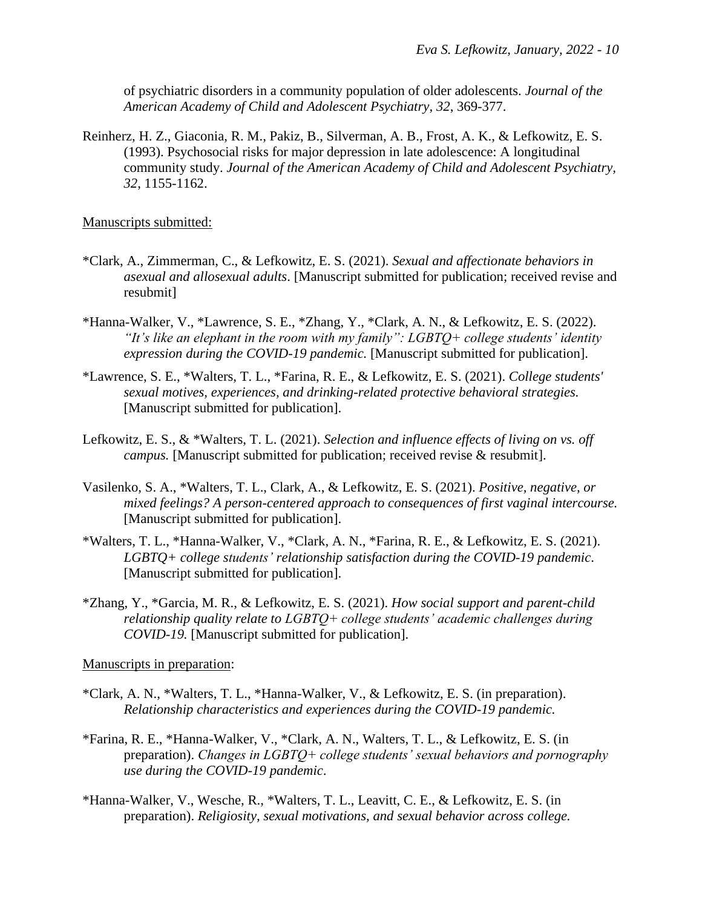of psychiatric disorders in a community population of older adolescents. *Journal of the American Academy of Child and Adolescent Psychiatry*, *32*, 369-377.

Reinherz, H. Z., Giaconia, R. M., Pakiz, B., Silverman, A. B., Frost, A. K., & Lefkowitz, E. S. (1993). Psychosocial risks for major depression in late adolescence: A longitudinal community study. *Journal of the American Academy of Child and Adolescent Psychiatry, 32*, 1155-1162.

<u>Manuscripts submitted:</u>

*Clark, A., Zimmerman, C., & Lefkowitz, E. S. (2021). *Sexual and affectionate behaviors in asexual and allosexual adults*. [Manuscript submitted for publication; received revise and resubmit]

*Hanna-Walker, V., *Lawrence, S. E., *Zhang, Y., *Clark, A. N., & Lefkowitz, E. S. (2022). *"It's like an elephant in the room with my family": LGBTQ+ college students' identity expression during the COVID-19 pandemic.* [Manuscript submitted for publication].

*Lawrence, S. E., *Walters, T. L., *Farina, R. E., & Lefkowitz, E. S. (2021). *College students' sexual motives, experiences, and drinking-related protective behavioral strategies.* [Manuscript submitted for publication].

Lefkowitz, E. S., & *Walters, T. L. (2021). *Selection and influence effects of living on vs. off campus.* [Manuscript submitted for publication; received revise & resubmit].

Vasilenko, S. A., *Walters, T. L., Clark, A., & Lefkowitz, E. S. (2021). *Positive, negative, or mixed feelings? A person-centered approach to consequences of first vaginal intercourse.* [Manuscript submitted for publication].

*Walters, T. L., *Hanna-Walker, V., *Clark, A. N., *Farina, R. E., & Lefkowitz, E. S. (2021). *LGBTQ+ college students' relationship satisfaction during the COVID-19 pandemic*. [Manuscript submitted for publication].

*Zhang, Y., *Garcia, M. R., & Lefkowitz, E. S. (2021). *How social support and parent-child relationship quality relate to LGBTQ+ college students' academic challenges during COVID-19.* [Manuscript submitted for publication].

<u>Manuscripts in preparation</u>:

*Clark, A. N., *Walters, T. L., *Hanna-Walker, V., & Lefkowitz, E. S. (in preparation). *Relationship characteristics and experiences during the COVID-19 pandemic.*

*Farina, R. E., *Hanna-Walker, V., *Clark, A. N., Walters, T. L., & Lefkowitz, E. S. (in preparation). *Changes in LGBTQ+ college students' sexual behaviors and pornography use during the COVID-19 pandemic*.

*Hanna-Walker, V., Wesche, R., *Walters, T. L., Leavitt, C. E., & Lefkowitz, E. S. (in preparation). *Religiosity, sexual motivations, and sexual behavior across college.*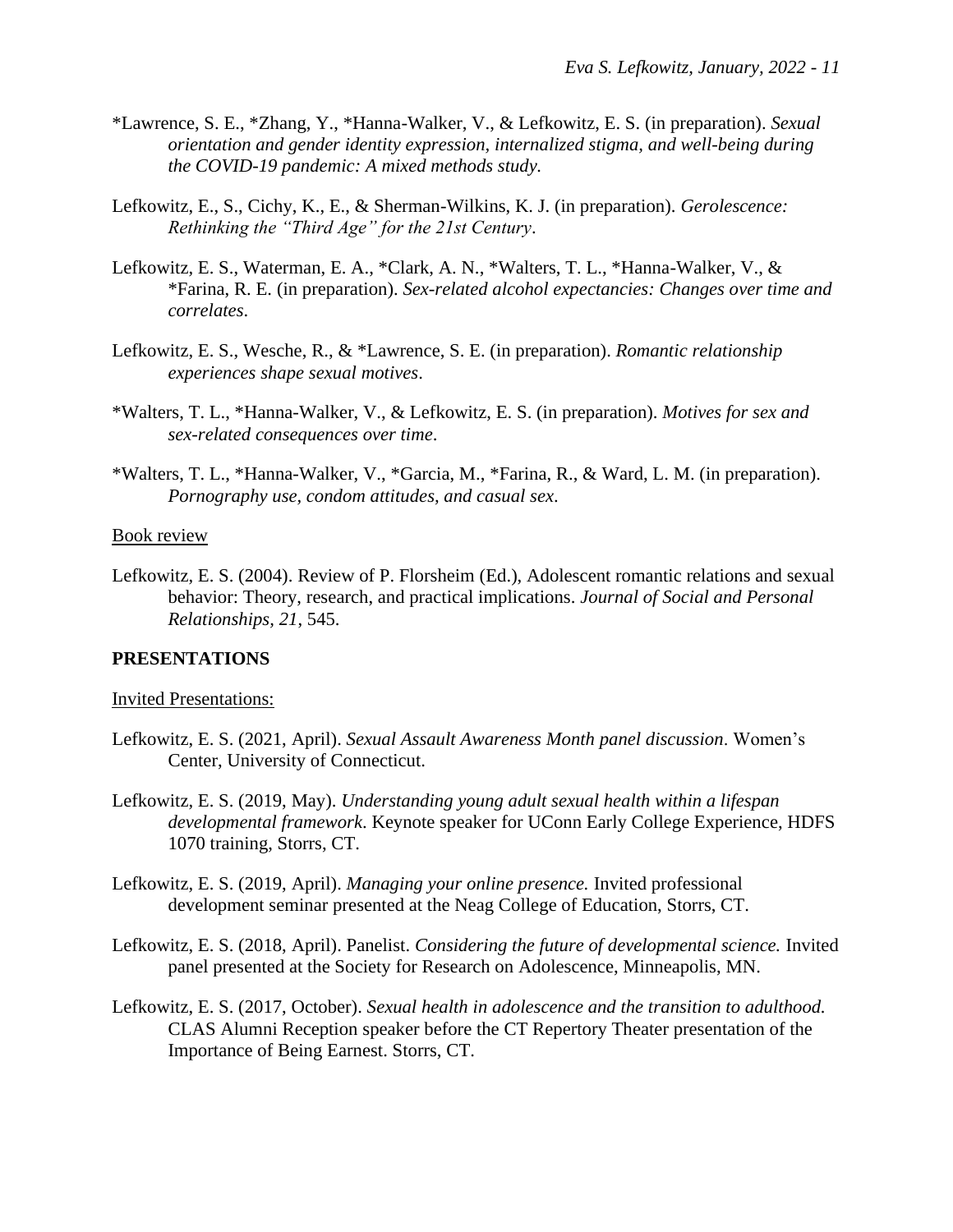*Lawrence, S. E., *Zhang, Y., *Hanna-Walker, V., & Lefkowitz, E. S. (in preparation). *Sexual orientation and gender identity expression, internalized stigma, and well-being during the COVID-19 pandemic: A mixed methods study.*

Lefkowitz, E., S., Cichy, K., E., & Sherman-Wilkins, K. J. (in preparation). *Gerolescence: Rethinking the "Third Age" for the 21st Century*.

Lefkowitz, E. S., Waterman, E. A., *Clark, A. N., *Walters, T. L., *Hanna-Walker, V., & *Farina, R. E. (in preparation). *Sex-related alcohol expectancies: Changes over time and correlates.*

Lefkowitz, E. S., Wesche, R., & *Lawrence, S. E. (in preparation). *Romantic relationship experiences shape sexual motives*.

*Walters, T. L., *Hanna-Walker, V., & Lefkowitz, E. S. (in preparation). *Motives for sex and sex-related consequences over time*.

*Walters, T. L., *Hanna-Walker, V., *Garcia, M., *Farina, R., & Ward, L. M. (in preparation). *Pornography use, condom attitudes, and casual sex*.

Book review

Lefkowitz, E. S. (2004). Review of P. Florsheim (Ed.), Adolescent romantic relations and sexual behavior: Theory, research, and practical implications. *Journal of Social and Personal Relationships, 21*, 545.

## PRESENTATIONS

Invited Presentations:

Lefkowitz, E. S. (2021, April). *Sexual Assault Awareness Month panel discussion*. Women's Center, University of Connecticut.

Lefkowitz, E. S. (2019, May). *Understanding young adult sexual health within a lifespan developmental framework*. Keynote speaker for UConn Early College Experience, HDFS 1070 training, Storrs, CT.

Lefkowitz, E. S. (2019, April). *Managing your online presence.* Invited professional development seminar presented at the Neag College of Education, Storrs, CT.

Lefkowitz, E. S. (2018, April). Panelist. *Considering the future of developmental science.* Invited panel presented at the Society for Research on Adolescence, Minneapolis, MN.

Lefkowitz, E. S. (2017, October). *Sexual health in adolescence and the transition to adulthood.* CLAS Alumni Reception speaker before the CT Repertory Theater presentation of the Importance of Being Earnest. Storrs, CT.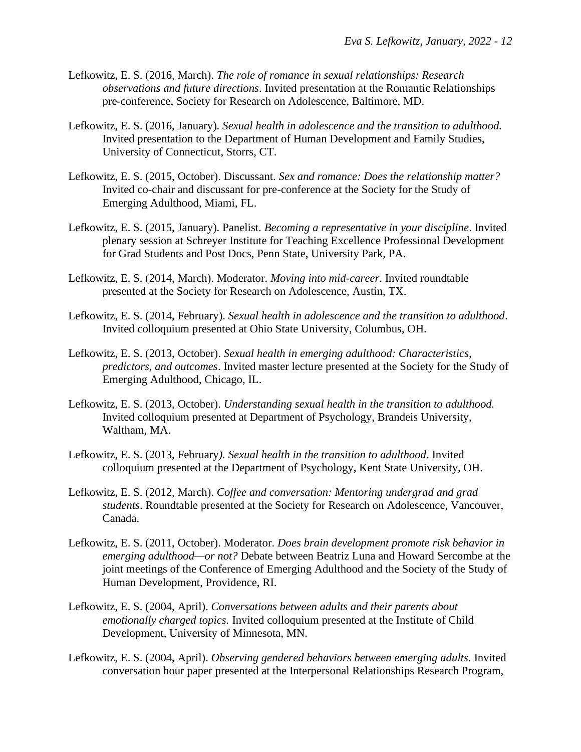Lefkowitz, E. S. (2016, March). *The role of romance in sexual relationships: Research observations and future directions*. Invited presentation at the Romantic Relationships pre-conference, Society for Research on Adolescence, Baltimore, MD.

Lefkowitz, E. S. (2016, January). *Sexual health in adolescence and the transition to adulthood.* Invited presentation to the Department of Human Development and Family Studies, University of Connecticut, Storrs, CT.

Lefkowitz, E. S. (2015, October). Discussant. *Sex and romance: Does the relationship matter?* Invited co-chair and discussant for pre-conference at the Society for the Study of Emerging Adulthood, Miami, FL.

Lefkowitz, E. S. (2015, January). Panelist. *Becoming a representative in your discipline*. Invited plenary session at Schreyer Institute for Teaching Excellence Professional Development for Grad Students and Post Docs, Penn State, University Park, PA.

Lefkowitz, E. S. (2014, March). Moderator. *Moving into mid-career*. Invited roundtable presented at the Society for Research on Adolescence, Austin, TX.

Lefkowitz, E. S. (2014, February). *Sexual health in adolescence and the transition to adulthood*. Invited colloquium presented at Ohio State University, Columbus, OH.

Lefkowitz, E. S. (2013, October). *Sexual health in emerging adulthood: Characteristics, predictors, and outcomes*. Invited master lecture presented at the Society for the Study of Emerging Adulthood, Chicago, IL.

Lefkowitz, E. S. (2013, October). *Understanding sexual health in the transition to adulthood.* Invited colloquium presented at Department of Psychology, Brandeis University, Waltham, MA.

Lefkowitz, E. S. (2013, February*). Sexual health in the transition to adulthood*. Invited colloquium presented at the Department of Psychology, Kent State University, OH.

Lefkowitz, E. S. (2012, March). *Coffee and conversation: Mentoring undergrad and grad students*. Roundtable presented at the Society for Research on Adolescence, Vancouver, Canada.

Lefkowitz, E. S. (2011, October). Moderator. *Does brain development promote risk behavior in emerging adulthood—or not?* Debate between Beatriz Luna and Howard Sercombe at the joint meetings of the Conference of Emerging Adulthood and the Society of the Study of Human Development, Providence, RI.

Lefkowitz, E. S. (2004, April). *Conversations between adults and their parents about emotionally charged topics.* Invited colloquium presented at the Institute of Child Development, University of Minnesota, MN.

Lefkowitz, E. S. (2004, April). *Observing gendered behaviors between emerging adults.* Invited conversation hour paper presented at the Interpersonal Relationships Research Program,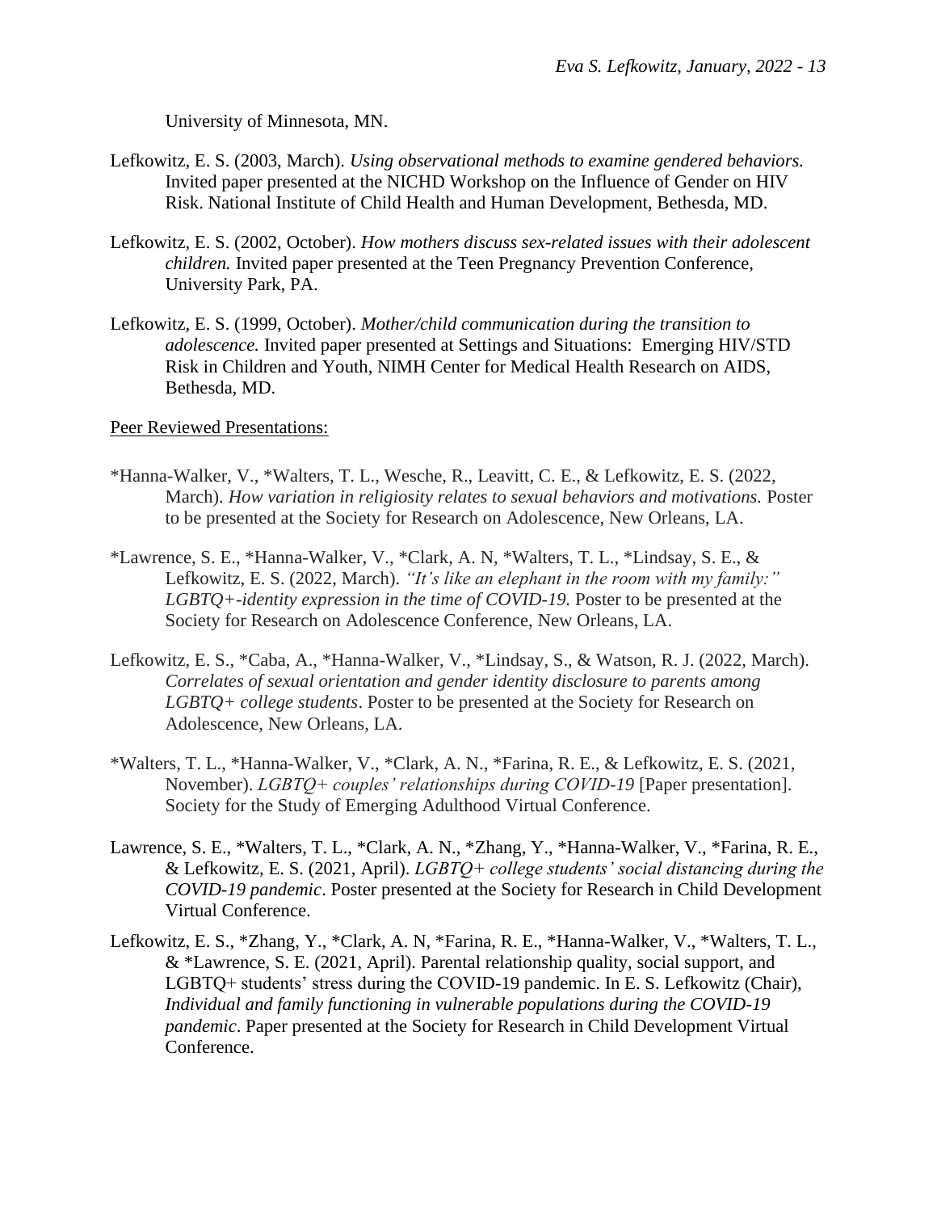University of Minnesota, MN.

Lefkowitz, E. S. (2003, March). *Using observational methods to examine gendered behaviors.* Invited paper presented at the NICHD Workshop on the Influence of Gender on HIV Risk. National Institute of Child Health and Human Development, Bethesda, MD.

Lefkowitz, E. S. (2002, October). *How mothers discuss sex-related issues with their adolescent children.* Invited paper presented at the Teen Pregnancy Prevention Conference, University Park, PA.

Lefkowitz, E. S. (1999, October). *Mother/child communication during the transition to adolescence.* Invited paper presented at Settings and Situations: Emerging HIV/STD Risk in Children and Youth, NIMH Center for Medical Health Research on AIDS, Bethesda, MD.

<u>Peer Reviewed Presentations:</u>

*Hanna-Walker, V., *Walters, T. L., Wesche, R., Leavitt, C. E., & Lefkowitz, E. S. (2022, March). *How variation in religiosity relates to sexual behaviors and motivations.* Poster to be presented at the Society for Research on Adolescence, New Orleans, LA.

*Lawrence, S. E., *Hanna-Walker, V., *Clark, A. N, *Walters, T. L., *Lindsay, S. E., & Lefkowitz, E. S. (2022, March). *"It's like an elephant in the room with my family:" LGBTQ+-identity expression in the time of COVID-19.* Poster to be presented at the Society for Research on Adolescence Conference, New Orleans, LA.

Lefkowitz, E. S., *Caba, A., *Hanna-Walker, V., *Lindsay, S., & Watson, R. J. (2022, March). *Correlates of sexual orientation and gender identity disclosure to parents among LGBTQ+ college students*. Poster to be presented at the Society for Research on Adolescence, New Orleans, LA.

*Walters, T. L., *Hanna-Walker, V., *Clark, A. N., *Farina, R. E., & Lefkowitz, E. S. (2021, November). *LGBTQ+ couples' relationships during COVID-19* [Paper presentation]. Society for the Study of Emerging Adulthood Virtual Conference.

Lawrence, S. E., *Walters, T. L., *Clark, A. N., *Zhang, Y., *Hanna-Walker, V., *Farina, R. E., & Lefkowitz, E. S. (2021, April). *LGBTQ+ college students' social distancing during the COVID-19 pandemic*. Poster presented at the Society for Research in Child Development Virtual Conference.

Lefkowitz, E. S., *Zhang, Y., *Clark, A. N, *Farina, R. E., *Hanna-Walker, V., *Walters, T. L., & *Lawrence, S. E. (2021, April). Parental relationship quality, social support, and LGBTQ+ students' stress during the COVID-19 pandemic. In E. S. Lefkowitz (Chair), *Individual and family functioning in vulnerable populations during the COVID-19 pandemic*. Paper presented at the Society for Research in Child Development Virtual Conference.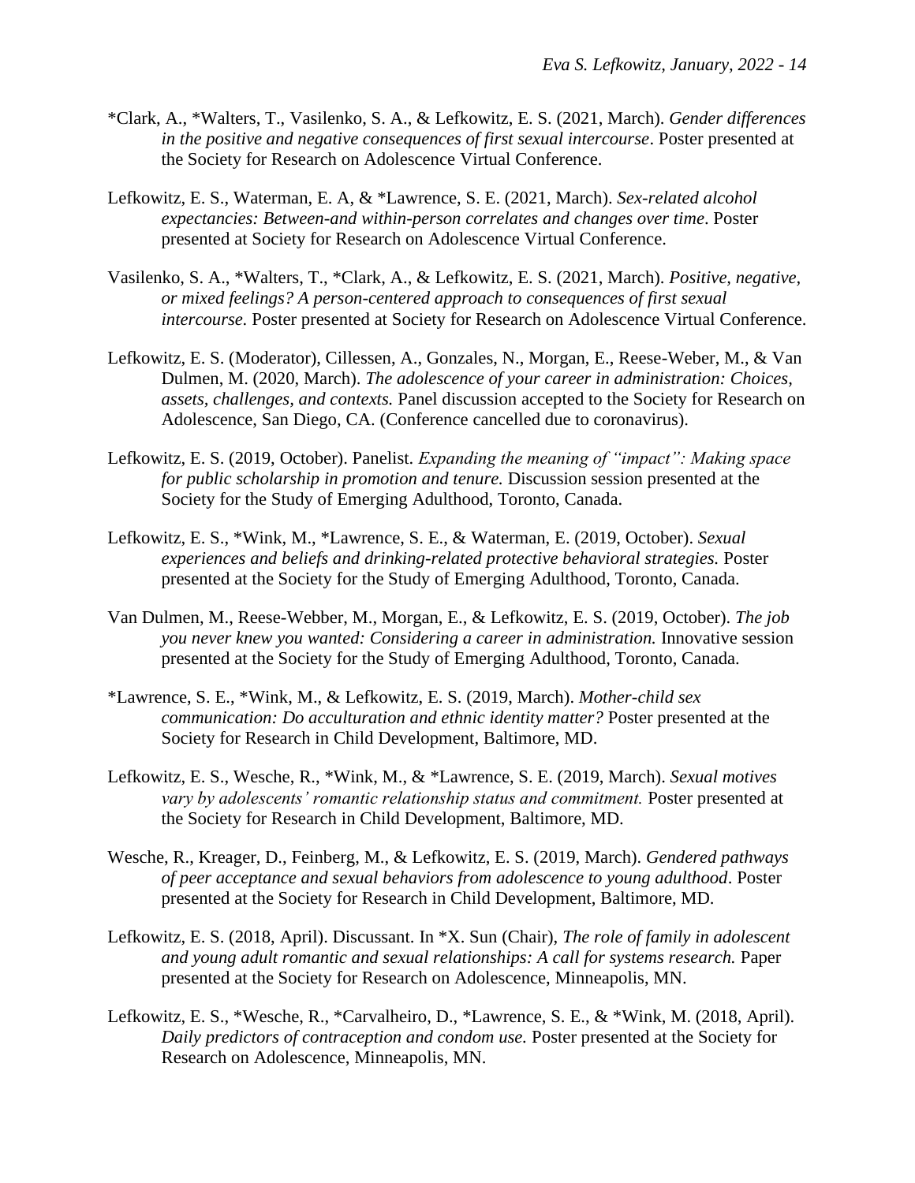*Clark, A., *Walters, T., Vasilenko, S. A., & Lefkowitz, E. S. (2021, March). *Gender differences in the positive and negative consequences of first sexual intercourse*. Poster presented at the Society for Research on Adolescence Virtual Conference.

Lefkowitz, E. S., Waterman, E. A, & *Lawrence, S. E. (2021, March). *Sex-related alcohol expectancies: Between-and within-person correlates and changes over time*. Poster presented at Society for Research on Adolescence Virtual Conference.

Vasilenko, S. A., *Walters, T., *Clark, A., & Lefkowitz, E. S. (2021, March). *Positive, negative, or mixed feelings? A person-centered approach to consequences of first sexual intercourse.* Poster presented at Society for Research on Adolescence Virtual Conference.

Lefkowitz, E. S. (Moderator), Cillessen, A., Gonzales, N., Morgan, E., Reese-Weber, M., & Van Dulmen, M. (2020, March). *The adolescence of your career in administration: Choices, assets, challenges, and contexts.* Panel discussion accepted to the Society for Research on Adolescence, San Diego, CA. (Conference cancelled due to coronavirus).

Lefkowitz, E. S. (2019, October). Panelist. *Expanding the meaning of "impact": Making space for public scholarship in promotion and tenure.* Discussion session presented at the Society for the Study of Emerging Adulthood, Toronto, Canada.

Lefkowitz, E. S., *Wink, M., *Lawrence, S. E., & Waterman, E. (2019, October). *Sexual experiences and beliefs and drinking-related protective behavioral strategies.* Poster presented at the Society for the Study of Emerging Adulthood, Toronto, Canada.

Van Dulmen, M., Reese-Webber, M., Morgan, E., & Lefkowitz, E. S. (2019, October). *The job you never knew you wanted: Considering a career in administration.* Innovative session presented at the Society for the Study of Emerging Adulthood, Toronto, Canada.

*Lawrence, S. E., *Wink, M., & Lefkowitz, E. S. (2019, March). *Mother-child sex communication: Do acculturation and ethnic identity matter?* Poster presented at the Society for Research in Child Development, Baltimore, MD.

Lefkowitz, E. S., Wesche, R., *Wink, M., & *Lawrence, S. E. (2019, March). *Sexual motives vary by adolescents' romantic relationship status and commitment.* Poster presented at the Society for Research in Child Development, Baltimore, MD.

Wesche, R., Kreager, D., Feinberg, M., & Lefkowitz, E. S. (2019, March). *Gendered pathways of peer acceptance and sexual behaviors from adolescence to young adulthood*. Poster presented at the Society for Research in Child Development, Baltimore, MD.

Lefkowitz, E. S. (2018, April). Discussant. In *X. Sun (Chair), *The role of family in adolescent and young adult romantic and sexual relationships: A call for systems research.* Paper presented at the Society for Research on Adolescence, Minneapolis, MN.

Lefkowitz, E. S., *Wesche, R., *Carvalheiro, D., *Lawrence, S. E., & *Wink, M. (2018, April). *Daily predictors of contraception and condom use.* Poster presented at the Society for Research on Adolescence, Minneapolis, MN.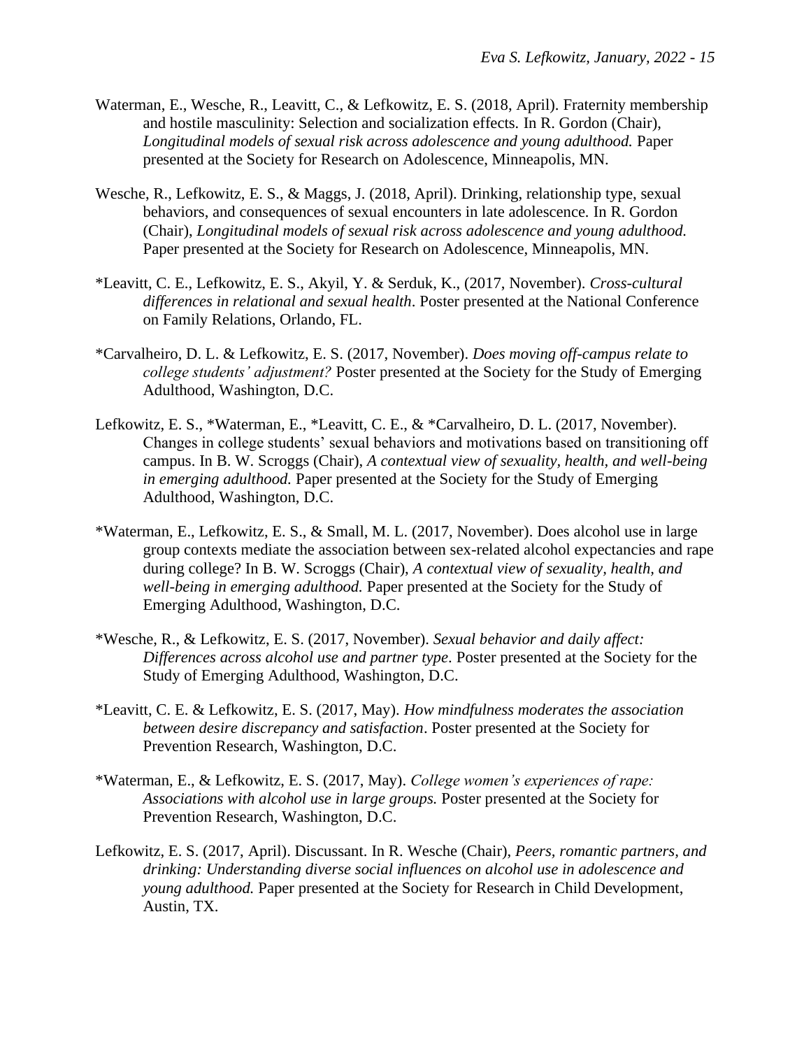Waterman, E., Wesche, R., Leavitt, C., & Lefkowitz, E. S. (2018, April). Fraternity membership and hostile masculinity: Selection and socialization effects. In R. Gordon (Chair), *Longitudinal models of sexual risk across adolescence and young adulthood.* Paper presented at the Society for Research on Adolescence, Minneapolis, MN.

Wesche, R., Lefkowitz, E. S., & Maggs, J. (2018, April). Drinking, relationship type, sexual behaviors, and consequences of sexual encounters in late adolescence. In R. Gordon (Chair), *Longitudinal models of sexual risk across adolescence and young adulthood.* Paper presented at the Society for Research on Adolescence, Minneapolis, MN.

*Leavitt, C. E., Lefkowitz, E. S., Akyil, Y. & Serduk, K., (2017, November). *Cross-cultural differences in relational and sexual health*. Poster presented at the National Conference on Family Relations, Orlando, FL.

*Carvalheiro, D. L. & Lefkowitz, E. S. (2017, November). *Does moving off-campus relate to college students' adjustment?* Poster presented at the Society for the Study of Emerging Adulthood, Washington, D.C.

Lefkowitz, E. S., *Waterman, E., *Leavitt, C. E., & *Carvalheiro, D. L. (2017, November). Changes in college students' sexual behaviors and motivations based on transitioning off campus. In B. W. Scroggs (Chair), *A contextual view of sexuality, health, and well-being in emerging adulthood.* Paper presented at the Society for the Study of Emerging Adulthood, Washington, D.C.

*Waterman, E., Lefkowitz, E. S., & Small, M. L. (2017, November). Does alcohol use in large group contexts mediate the association between sex-related alcohol expectancies and rape during college? In B. W. Scroggs (Chair), *A contextual view of sexuality, health, and well-being in emerging adulthood.* Paper presented at the Society for the Study of Emerging Adulthood, Washington, D.C.

*Wesche, R., & Lefkowitz, E. S. (2017, November). *Sexual behavior and daily affect: Differences across alcohol use and partner type*. Poster presented at the Society for the Study of Emerging Adulthood, Washington, D.C.

*Leavitt, C. E. & Lefkowitz, E. S. (2017, May). *How mindfulness moderates the association between desire discrepancy and satisfaction*. Poster presented at the Society for Prevention Research, Washington, D.C.

*Waterman, E., & Lefkowitz, E. S. (2017, May). *College women's experiences of rape: Associations with alcohol use in large groups.* Poster presented at the Society for Prevention Research, Washington, D.C.

Lefkowitz, E. S. (2017, April). Discussant. In R. Wesche (Chair), *Peers, romantic partners, and drinking: Understanding diverse social influences on alcohol use in adolescence and young adulthood.* Paper presented at the Society for Research in Child Development, Austin, TX.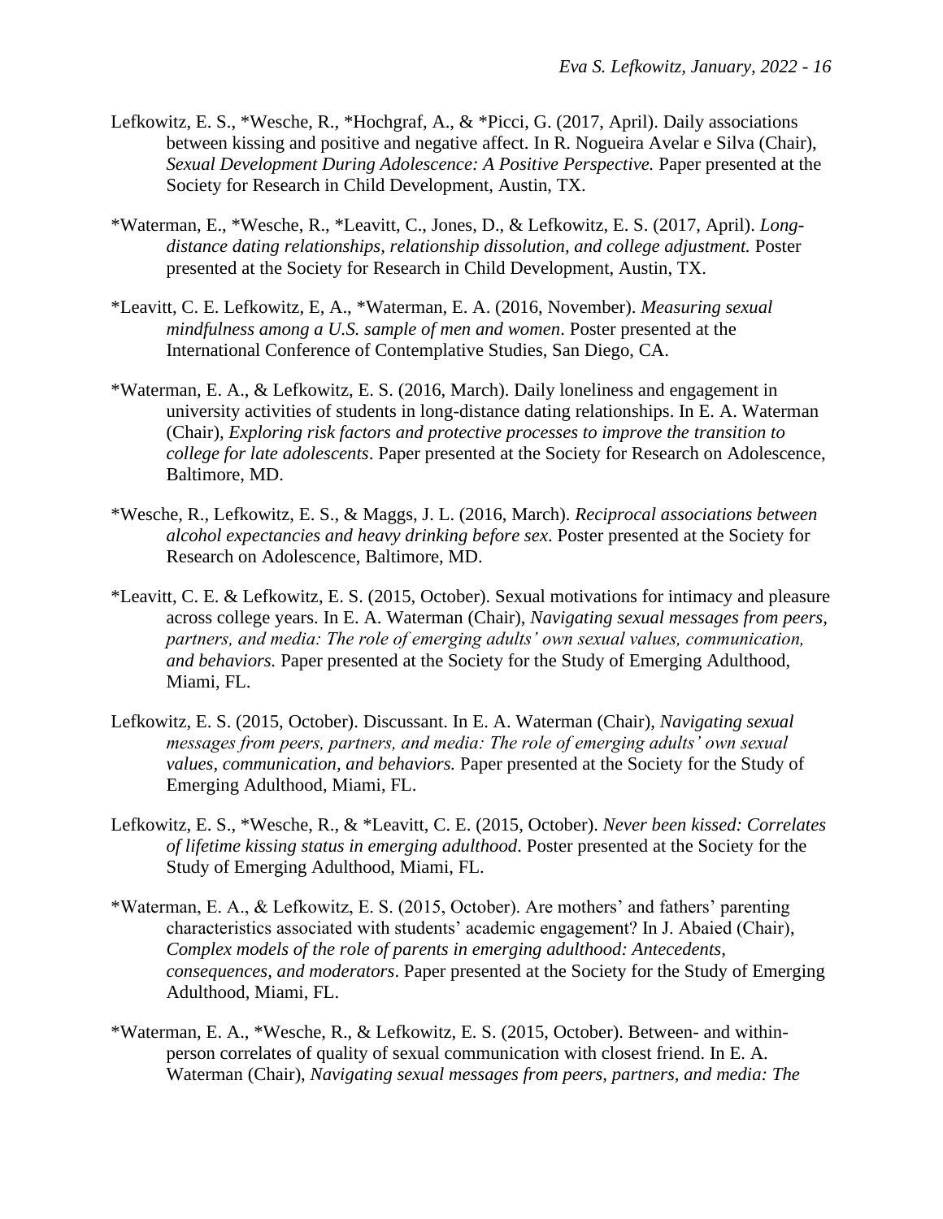Lefkowitz, E. S., *Wesche, R., *Hochgraf, A., & *Picci, G. (2017, April). Daily associations between kissing and positive and negative affect. In R. Nogueira Avelar e Silva (Chair), *Sexual Development During Adolescence: A Positive Perspective.* Paper presented at the Society for Research in Child Development, Austin, TX.

*Waterman, E., *Wesche, R., *Leavitt, C., Jones, D., & Lefkowitz, E. S. (2017, April). *Long-distance dating relationships, relationship dissolution, and college adjustment.* Poster presented at the Society for Research in Child Development, Austin, TX.

*Leavitt, C. E. Lefkowitz, E, A., *Waterman, E. A. (2016, November). *Measuring sexual mindfulness among a U.S. sample of men and women*. Poster presented at the International Conference of Contemplative Studies, San Diego, CA.

*Waterman, E. A., & Lefkowitz, E. S. (2016, March). Daily loneliness and engagement in university activities of students in long-distance dating relationships. In E. A. Waterman (Chair), *Exploring risk factors and protective processes to improve the transition to college for late adolescents*. Paper presented at the Society for Research on Adolescence, Baltimore, MD.

*Wesche, R., Lefkowitz, E. S., & Maggs, J. L. (2016, March). *Reciprocal associations between alcohol expectancies and heavy drinking before sex*. Poster presented at the Society for Research on Adolescence, Baltimore, MD.

*Leavitt, C. E. & Lefkowitz, E. S. (2015, October). Sexual motivations for intimacy and pleasure across college years. In E. A. Waterman (Chair), *Navigating sexual messages from peers, partners, and media: The role of emerging adults' own sexual values, communication, and behaviors.* Paper presented at the Society for the Study of Emerging Adulthood, Miami, FL.

Lefkowitz, E. S. (2015, October). Discussant. In E. A. Waterman (Chair), *Navigating sexual messages from peers, partners, and media: The role of emerging adults' own sexual values, communication, and behaviors.* Paper presented at the Society for the Study of Emerging Adulthood, Miami, FL.

Lefkowitz, E. S., *Wesche, R., & *Leavitt, C. E. (2015, October). *Never been kissed: Correlates of lifetime kissing status in emerging adulthood*. Poster presented at the Society for the Study of Emerging Adulthood, Miami, FL.

*Waterman, E. A., & Lefkowitz, E. S. (2015, October). Are mothers' and fathers' parenting characteristics associated with students' academic engagement? In J. Abaied (Chair), *Complex models of the role of parents in emerging adulthood: Antecedents, consequences, and moderators*. Paper presented at the Society for the Study of Emerging Adulthood, Miami, FL.

*Waterman, E. A., *Wesche, R., & Lefkowitz, E. S. (2015, October). Between- and within-person correlates of quality of sexual communication with closest friend. In E. A. Waterman (Chair), *Navigating sexual messages from peers, partners, and media: The*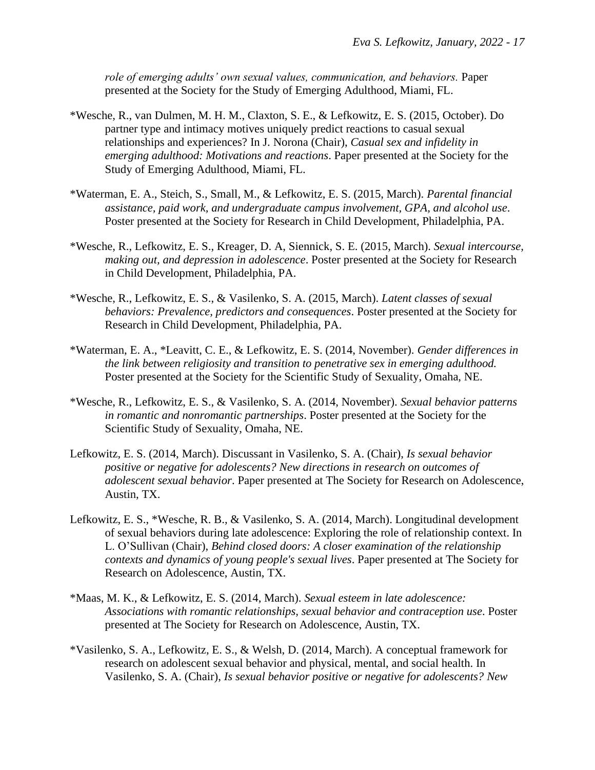*role of emerging adults' own sexual values, communication, and behaviors.* Paper presented at the Society for the Study of Emerging Adulthood, Miami, FL.

*Wesche, R., van Dulmen, M. H. M., Claxton, S. E., & Lefkowitz, E. S. (2015, October). Do partner type and intimacy motives uniquely predict reactions to casual sexual relationships and experiences? In J. Norona (Chair), *Casual sex and infidelity in emerging adulthood: Motivations and reactions*. Paper presented at the Society for the Study of Emerging Adulthood, Miami, FL.

*Waterman, E. A., Steich, S., Small, M., & Lefkowitz, E. S. (2015, March). *Parental financial assistance, paid work, and undergraduate campus involvement, GPA, and alcohol use*. Poster presented at the Society for Research in Child Development, Philadelphia, PA.

*Wesche, R., Lefkowitz, E. S., Kreager, D. A, Siennick, S. E. (2015, March). *Sexual intercourse, making out, and depression in adolescence*. Poster presented at the Society for Research in Child Development, Philadelphia, PA.

*Wesche, R., Lefkowitz, E. S., & Vasilenko, S. A. (2015, March). *Latent classes of sexual behaviors: Prevalence, predictors and consequences*. Poster presented at the Society for Research in Child Development, Philadelphia, PA.

*Waterman, E. A., *Leavitt, C. E., & Lefkowitz, E. S. (2014, November). *Gender differences in the link between religiosity and transition to penetrative sex in emerging adulthood.* Poster presented at the Society for the Scientific Study of Sexuality, Omaha, NE.

*Wesche, R., Lefkowitz, E. S., & Vasilenko, S. A. (2014, November). *Sexual behavior patterns in romantic and nonromantic partnerships*. Poster presented at the Society for the Scientific Study of Sexuality, Omaha, NE.

Lefkowitz, E. S. (2014, March). Discussant in Vasilenko, S. A. (Chair), *Is sexual behavior positive or negative for adolescents? New directions in research on outcomes of adolescent sexual behavior*. Paper presented at The Society for Research on Adolescence, Austin, TX.

Lefkowitz, E. S., *Wesche, R. B., & Vasilenko, S. A. (2014, March). Longitudinal development of sexual behaviors during late adolescence: Exploring the role of relationship context. In L. O'Sullivan (Chair), *Behind closed doors: A closer examination of the relationship contexts and dynamics of young people's sexual lives*. Paper presented at The Society for Research on Adolescence, Austin, TX.

*Maas, M. K., & Lefkowitz, E. S. (2014, March). *Sexual esteem in late adolescence: Associations with romantic relationships, sexual behavior and contraception use*. Poster presented at The Society for Research on Adolescence, Austin, TX.

*Vasilenko, S. A., Lefkowitz, E. S., & Welsh, D. (2014, March). A conceptual framework for research on adolescent sexual behavior and physical, mental, and social health. In Vasilenko, S. A. (Chair), *Is sexual behavior positive or negative for adolescents? New*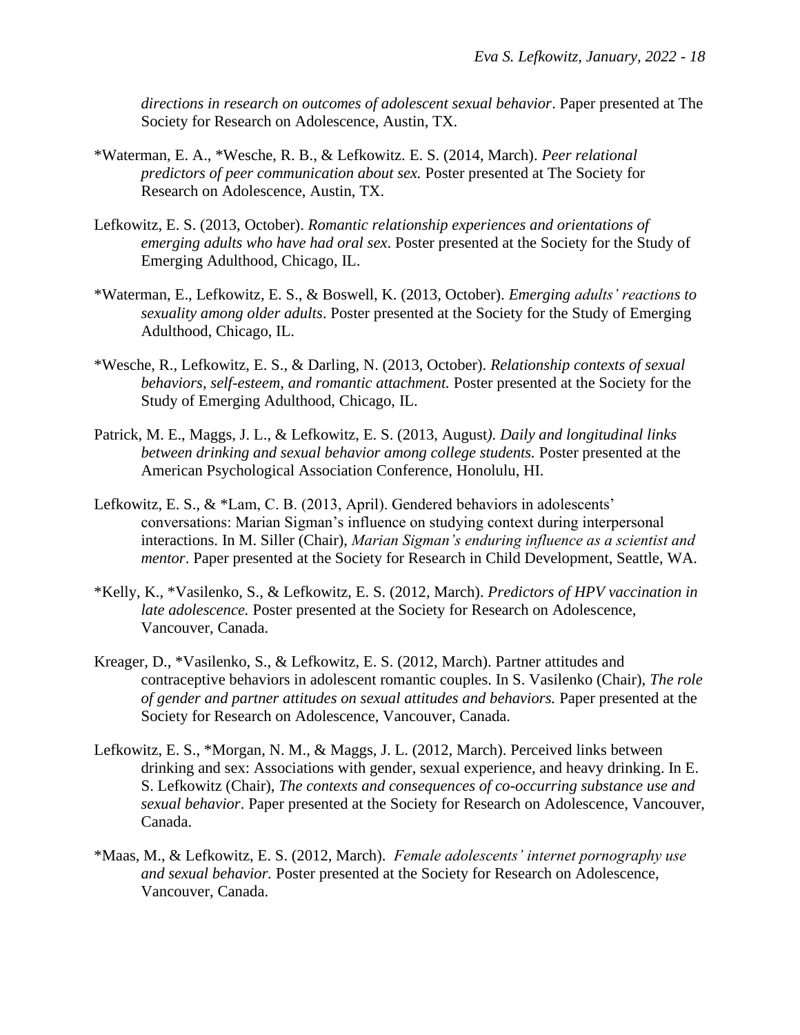*directions in research on outcomes of adolescent sexual behavior*. Paper presented at The Society for Research on Adolescence, Austin, TX.

*Waterman, E. A., *Wesche, R. B., & Lefkowitz. E. S. (2014, March). *Peer relational predictors of peer communication about sex.* Poster presented at The Society for Research on Adolescence, Austin, TX.

Lefkowitz, E. S. (2013, October). *Romantic relationship experiences and orientations of emerging adults who have had oral sex*. Poster presented at the Society for the Study of Emerging Adulthood, Chicago, IL.

*Waterman, E., Lefkowitz, E. S., & Boswell, K. (2013, October). *Emerging adults' reactions to sexuality among older adults*. Poster presented at the Society for the Study of Emerging Adulthood, Chicago, IL.

*Wesche, R., Lefkowitz, E. S., & Darling, N. (2013, October). *Relationship contexts of sexual behaviors, self-esteem, and romantic attachment.* Poster presented at the Society for the Study of Emerging Adulthood, Chicago, IL.

Patrick, M. E., Maggs, J. L., & Lefkowitz, E. S. (2013, August). *Daily and longitudinal links between drinking and sexual behavior among college students.* Poster presented at the American Psychological Association Conference, Honolulu, HI.

Lefkowitz, E. S., & *Lam, C. B. (2013, April). Gendered behaviors in adolescents' conversations: Marian Sigman's influence on studying context during interpersonal interactions. In M. Siller (Chair), *Marian Sigman's enduring influence as a scientist and mentor*. Paper presented at the Society for Research in Child Development, Seattle, WA.

*Kelly, K., *Vasilenko, S., & Lefkowitz, E. S. (2012, March). *Predictors of HPV vaccination in late adolescence.* Poster presented at the Society for Research on Adolescence, Vancouver, Canada.

Kreager, D., *Vasilenko, S., & Lefkowitz, E. S. (2012, March). Partner attitudes and contraceptive behaviors in adolescent romantic couples. In S. Vasilenko (Chair), *The role of gender and partner attitudes on sexual attitudes and behaviors.* Paper presented at the Society for Research on Adolescence, Vancouver, Canada.

Lefkowitz, E. S., *Morgan, N. M., & Maggs, J. L. (2012, March). Perceived links between drinking and sex: Associations with gender, sexual experience, and heavy drinking. In E. S. Lefkowitz (Chair), *The contexts and consequences of co-occurring substance use and sexual behavior*. Paper presented at the Society for Research on Adolescence, Vancouver, Canada.

*Maas, M., & Lefkowitz, E. S. (2012, March). *Female adolescents' internet pornography use and sexual behavior.* Poster presented at the Society for Research on Adolescence, Vancouver, Canada.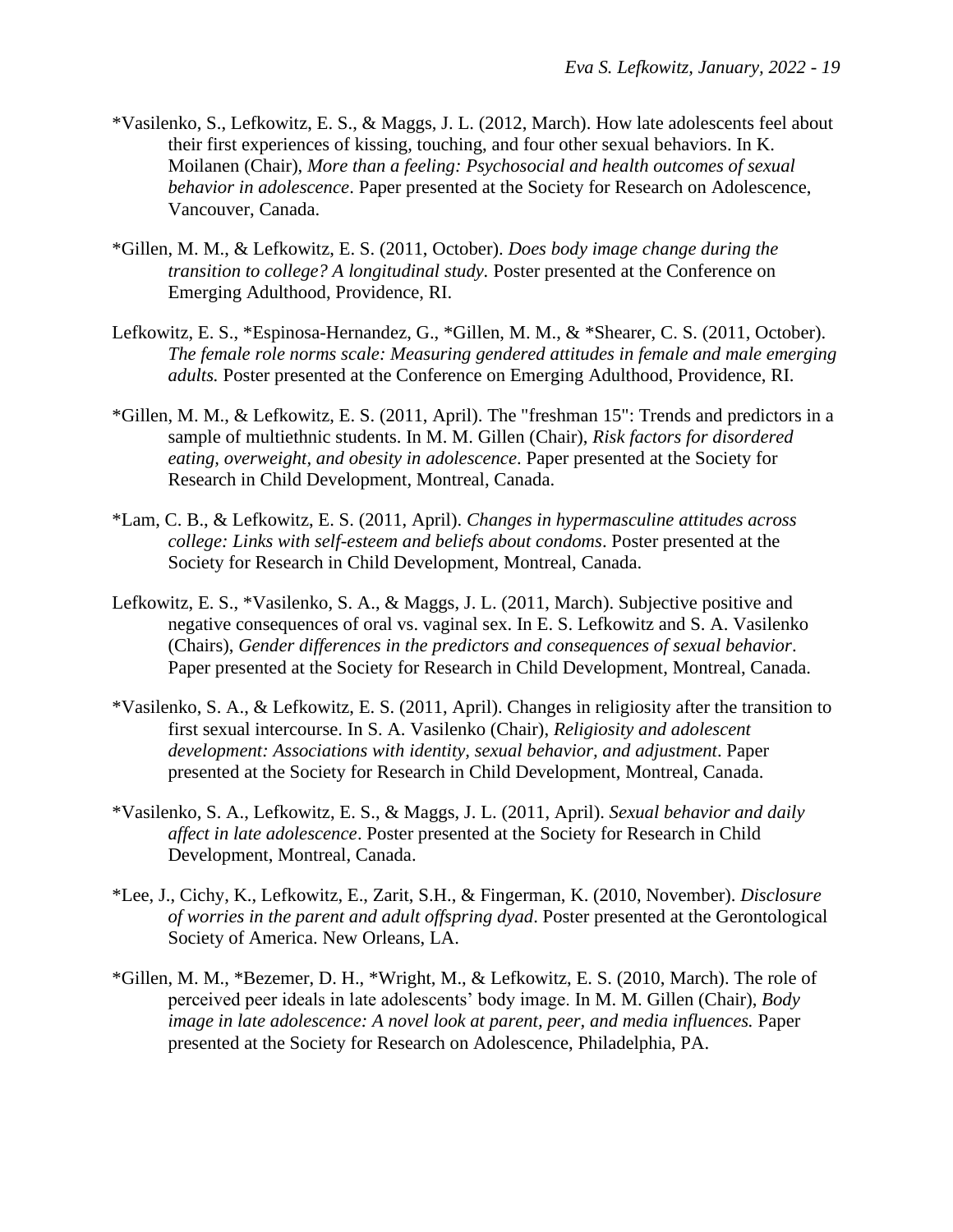*Vasilenko, S., Lefkowitz, E. S., & Maggs, J. L. (2012, March). How late adolescents feel about their first experiences of kissing, touching, and four other sexual behaviors. In K. Moilanen (Chair), *More than a feeling: Psychosocial and health outcomes of sexual behavior in adolescence*. Paper presented at the Society for Research on Adolescence, Vancouver, Canada.

*Gillen, M. M., & Lefkowitz, E. S. (2011, October). *Does body image change during the transition to college? A longitudinal study.* Poster presented at the Conference on Emerging Adulthood, Providence, RI.

Lefkowitz, E. S., *Espinosa-Hernandez, G., *Gillen, M. M., & *Shearer, C. S. (2011, October). *The female role norms scale: Measuring gendered attitudes in female and male emerging adults.* Poster presented at the Conference on Emerging Adulthood, Providence, RI.

*Gillen, M. M., & Lefkowitz, E. S. (2011, April). The "freshman 15": Trends and predictors in a sample of multiethnic students. In M. M. Gillen (Chair), *Risk factors for disordered eating, overweight, and obesity in adolescence*. Paper presented at the Society for Research in Child Development, Montreal, Canada.

*Lam, C. B., & Lefkowitz, E. S. (2011, April). *Changes in hypermasculine attitudes across college: Links with self-esteem and beliefs about condoms*. Poster presented at the Society for Research in Child Development, Montreal, Canada.

Lefkowitz, E. S., *Vasilenko, S. A., & Maggs, J. L. (2011, March). Subjective positive and negative consequences of oral vs. vaginal sex. In E. S. Lefkowitz and S. A. Vasilenko (Chairs), *Gender differences in the predictors and consequences of sexual behavior*. Paper presented at the Society for Research in Child Development, Montreal, Canada.

*Vasilenko, S. A., & Lefkowitz, E. S. (2011, April). Changes in religiosity after the transition to first sexual intercourse. In S. A. Vasilenko (Chair), *Religiosity and adolescent development: Associations with identity, sexual behavior, and adjustment*. Paper presented at the Society for Research in Child Development, Montreal, Canada.

*Vasilenko, S. A., Lefkowitz, E. S., & Maggs, J. L. (2011, April). *Sexual behavior and daily affect in late adolescence*. Poster presented at the Society for Research in Child Development, Montreal, Canada.

*Lee, J., Cichy, K., Lefkowitz, E., Zarit, S.H., & Fingerman, K. (2010, November). *Disclosure of worries in the parent and adult offspring dyad*. Poster presented at the Gerontological Society of America. New Orleans, LA.

*Gillen, M. M., *Bezemer, D. H., *Wright, M., & Lefkowitz, E. S. (2010, March). The role of perceived peer ideals in late adolescents' body image. In M. M. Gillen (Chair), *Body image in late adolescence: A novel look at parent, peer, and media influences.* Paper presented at the Society for Research on Adolescence, Philadelphia, PA.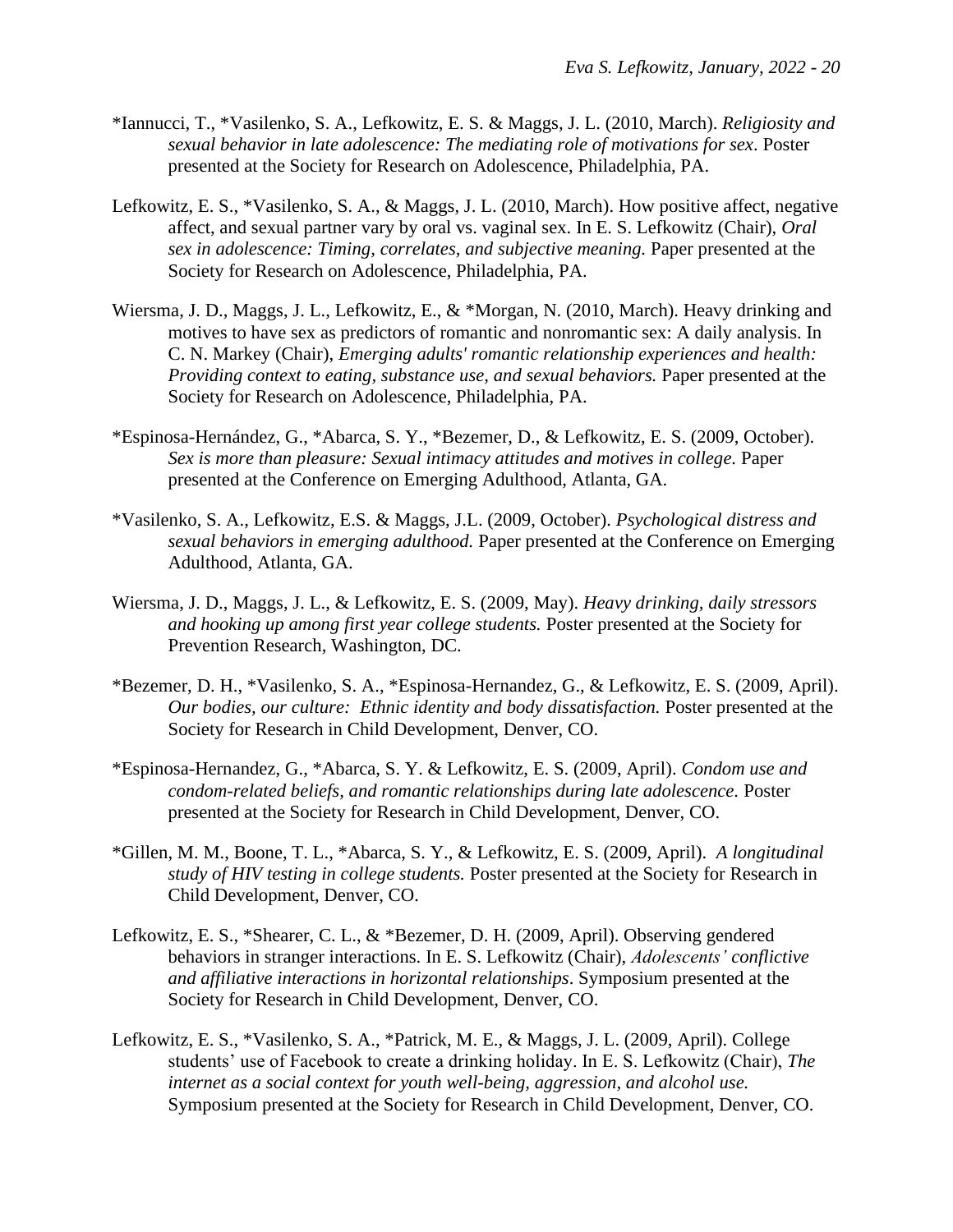*Iannucci, T., *Vasilenko, S. A., Lefkowitz, E. S. & Maggs, J. L. (2010, March). *Religiosity and sexual behavior in late adolescence: The mediating role of motivations for sex*. Poster presented at the Society for Research on Adolescence, Philadelphia, PA.

Lefkowitz, E. S., *Vasilenko, S. A., & Maggs, J. L. (2010, March). How positive affect, negative affect, and sexual partner vary by oral vs. vaginal sex. In E. S. Lefkowitz (Chair), *Oral sex in adolescence: Timing, correlates, and subjective meaning.* Paper presented at the Society for Research on Adolescence, Philadelphia, PA.

Wiersma, J. D., Maggs, J. L., Lefkowitz, E., & *Morgan, N. (2010, March). Heavy drinking and motives to have sex as predictors of romantic and nonromantic sex: A daily analysis. In C. N. Markey (Chair), *Emerging adults' romantic relationship experiences and health: Providing context to eating, substance use, and sexual behaviors.* Paper presented at the Society for Research on Adolescence, Philadelphia, PA.

*Espinosa-Hernández, G., *Abarca, S. Y., *Bezemer, D., & Lefkowitz, E. S. (2009, October). *Sex is more than pleasure: Sexual intimacy attitudes and motives in college.* Paper presented at the Conference on Emerging Adulthood, Atlanta, GA.

*Vasilenko, S. A., Lefkowitz, E.S. & Maggs, J.L. (2009, October). *Psychological distress and sexual behaviors in emerging adulthood.* Paper presented at the Conference on Emerging Adulthood, Atlanta, GA.

Wiersma, J. D., Maggs, J. L., & Lefkowitz, E. S. (2009, May). *Heavy drinking, daily stressors and hooking up among first year college students.* Poster presented at the Society for Prevention Research, Washington, DC.

*Bezemer, D. H., *Vasilenko, S. A., *Espinosa-Hernandez, G., & Lefkowitz, E. S. (2009, April). *Our bodies, our culture: Ethnic identity and body dissatisfaction.* Poster presented at the Society for Research in Child Development, Denver, CO.

*Espinosa-Hernandez, G., *Abarca, S. Y. & Lefkowitz, E. S. (2009, April). *Condom use and condom-related beliefs, and romantic relationships during late adolescence.* Poster presented at the Society for Research in Child Development, Denver, CO.

*Gillen, M. M., Boone, T. L., *Abarca, S. Y., & Lefkowitz, E. S. (2009, April). *A longitudinal study of HIV testing in college students.* Poster presented at the Society for Research in Child Development, Denver, CO.

Lefkowitz, E. S., *Shearer, C. L., & *Bezemer, D. H. (2009, April). Observing gendered behaviors in stranger interactions. In E. S. Lefkowitz (Chair), *Adolescents' conflictive and affiliative interactions in horizontal relationships*. Symposium presented at the Society for Research in Child Development, Denver, CO.

Lefkowitz, E. S., *Vasilenko, S. A., *Patrick, M. E., & Maggs, J. L. (2009, April). College students' use of Facebook to create a drinking holiday. In E. S. Lefkowitz (Chair), *The internet as a social context for youth well-being, aggression, and alcohol use.* Symposium presented at the Society for Research in Child Development, Denver, CO.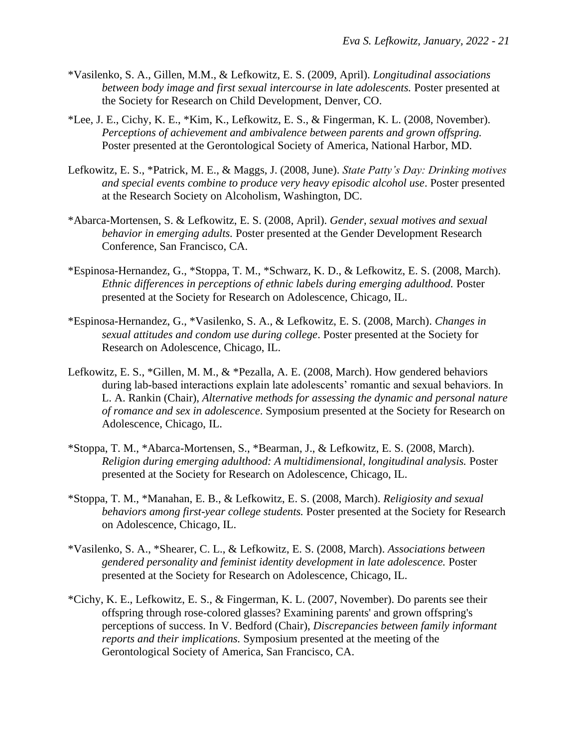*Vasilenko, S. A., Gillen, M.M., & Lefkowitz, E. S. (2009, April). *Longitudinal associations between body image and first sexual intercourse in late adolescents.* Poster presented at the Society for Research on Child Development, Denver, CO.

*Lee, J. E., Cichy, K. E., *Kim, K., Lefkowitz, E. S., & Fingerman, K. L. (2008, November). *Perceptions of achievement and ambivalence between parents and grown offspring.* Poster presented at the Gerontological Society of America, National Harbor, MD.

Lefkowitz, E. S., *Patrick, M. E., & Maggs, J. (2008, June). *State Patty's Day: Drinking motives and special events combine to produce very heavy episodic alcohol use*. Poster presented at the Research Society on Alcoholism, Washington, DC.

*Abarca-Mortensen, S. & Lefkowitz, E. S. (2008, April). *Gender, sexual motives and sexual behavior in emerging adults.* Poster presented at the Gender Development Research Conference, San Francisco, CA.

*Espinosa-Hernandez, G., *Stoppa, T. M., *Schwarz, K. D., & Lefkowitz, E. S. (2008, March). *Ethnic differences in perceptions of ethnic labels during emerging adulthood.* Poster presented at the Society for Research on Adolescence, Chicago, IL.

*Espinosa-Hernandez, G., *Vasilenko, S. A., & Lefkowitz, E. S. (2008, March). *Changes in sexual attitudes and condom use during college*. Poster presented at the Society for Research on Adolescence, Chicago, IL.

Lefkowitz, E. S., *Gillen, M. M., & *Pezalla, A. E. (2008, March). How gendered behaviors during lab-based interactions explain late adolescents' romantic and sexual behaviors. In L. A. Rankin (Chair), *Alternative methods for assessing the dynamic and personal nature of romance and sex in adolescence*. Symposium presented at the Society for Research on Adolescence, Chicago, IL.

*Stoppa, T. M., *Abarca-Mortensen, S., *Bearman, J., & Lefkowitz, E. S. (2008, March). *Religion during emerging adulthood: A multidimensional, longitudinal analysis.* Poster presented at the Society for Research on Adolescence, Chicago, IL.

*Stoppa, T. M., *Manahan, E. B., & Lefkowitz, E. S. (2008, March). *Religiosity and sexual behaviors among first-year college students.* Poster presented at the Society for Research on Adolescence, Chicago, IL.

*Vasilenko, S. A., *Shearer, C. L., & Lefkowitz, E. S. (2008, March). *Associations between gendered personality and feminist identity development in late adolescence.* Poster presented at the Society for Research on Adolescence, Chicago, IL.

*Cichy, K. E., Lefkowitz, E. S., & Fingerman, K. L. (2007, November). Do parents see their offspring through rose-colored glasses? Examining parents' and grown offspring's perceptions of success. In V. Bedford (Chair), *Discrepancies between family informant reports and their implications.* Symposium presented at the meeting of the Gerontological Society of America, San Francisco, CA.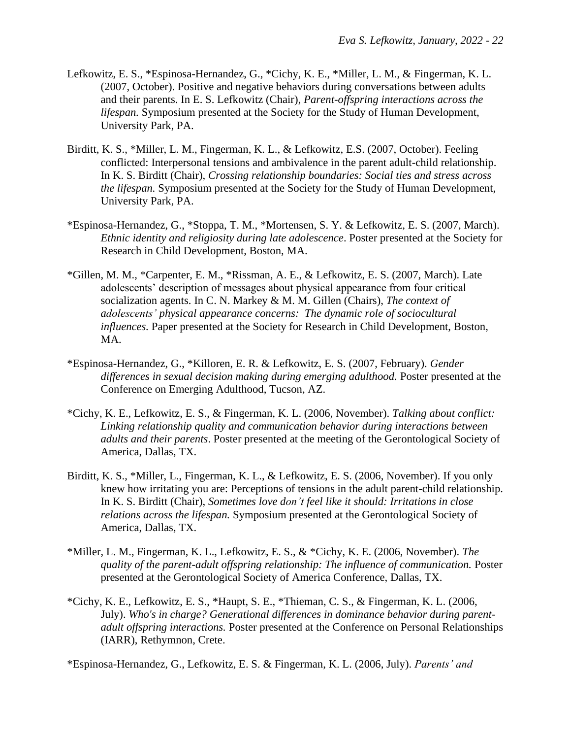Lefkowitz, E. S., *Espinosa-Hernandez, G., *Cichy, K. E., *Miller, L. M., & Fingerman, K. L. (2007, October). Positive and negative behaviors during conversations between adults and their parents. In E. S. Lefkowitz (Chair), *Parent-offspring interactions across the lifespan*. Symposium presented at the Society for the Study of Human Development, University Park, PA.

Birditt, K. S., *Miller, L. M., Fingerman, K. L., & Lefkowitz, E.S. (2007, October). Feeling conflicted: Interpersonal tensions and ambivalence in the parent adult-child relationship. In K. S. Birditt (Chair), *Crossing relationship boundaries: Social ties and stress across the lifespan.* Symposium presented at the Society for the Study of Human Development, University Park, PA.

*Espinosa-Hernandez, G., *Stoppa, T. M., *Mortensen, S. Y. & Lefkowitz, E. S. (2007, March). *Ethnic identity and religiosity during late adolescence*. Poster presented at the Society for Research in Child Development, Boston, MA.

*Gillen, M. M., *Carpenter, E. M., *Rissman, A. E., & Lefkowitz, E. S. (2007, March). Late adolescents' description of messages about physical appearance from four critical socialization agents. In C. N. Markey & M. M. Gillen (Chairs), *The context of adolescents' physical appearance concerns: The dynamic role of sociocultural influences.* Paper presented at the Society for Research in Child Development, Boston, MA.

*Espinosa-Hernandez, G., *Killoren, E. R. & Lefkowitz, E. S. (2007, February). *Gender differences in sexual decision making during emerging adulthood.* Poster presented at the Conference on Emerging Adulthood, Tucson, AZ.

*Cichy, K. E., Lefkowitz, E. S., & Fingerman, K. L. (2006, November). *Talking about conflict: Linking relationship quality and communication behavior during interactions between adults and their parents*. Poster presented at the meeting of the Gerontological Society of America, Dallas, TX.

Birditt, K. S., *Miller, L., Fingerman, K. L., & Lefkowitz, E. S. (2006, November). If you only knew how irritating you are: Perceptions of tensions in the adult parent-child relationship. In K. S. Birditt (Chair), *Sometimes love don't feel like it should: Irritations in close relations across the lifespan.* Symposium presented at the Gerontological Society of America, Dallas, TX.

*Miller, L. M., Fingerman, K. L., Lefkowitz, E. S., & *Cichy, K. E. (2006, November). *The quality of the parent-adult offspring relationship: The influence of communication.* Poster presented at the Gerontological Society of America Conference, Dallas, TX.

*Cichy, K. E., Lefkowitz, E. S., *Haupt, S. E., *Thieman, C. S., & Fingerman, K. L. (2006, July). *Who's in charge? Generational differences in dominance behavior during parent-adult offspring interactions.* Poster presented at the Conference on Personal Relationships (IARR), Rethymnon, Crete.

*Espinosa-Hernandez, G., Lefkowitz, E. S. & Fingerman, K. L. (2006, July). *Parents' and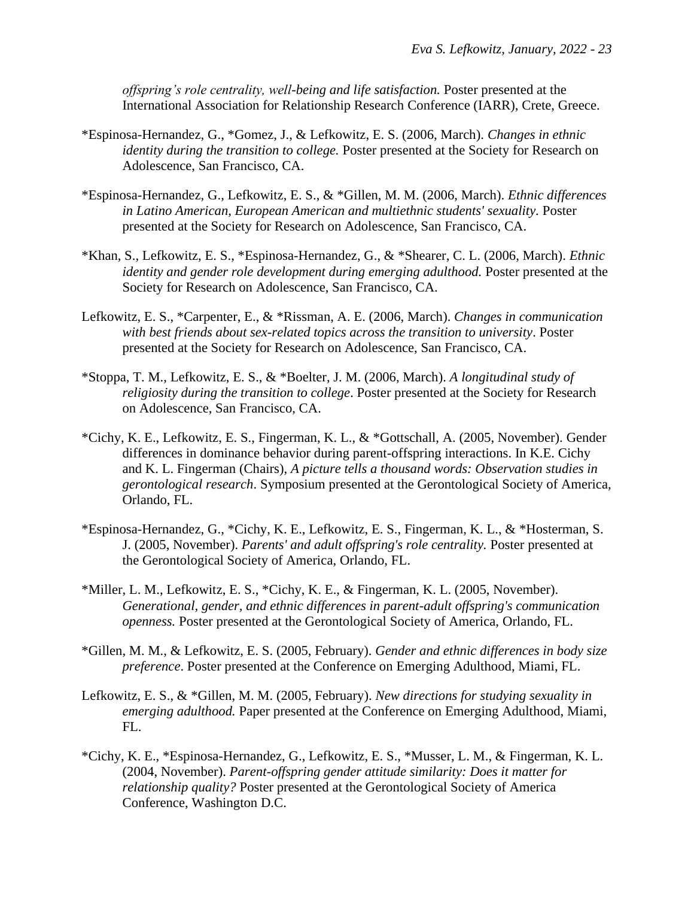*offspring's role centrality, well-being and life satisfaction.* Poster presented at the International Association for Relationship Research Conference (IARR), Crete, Greece.

*Espinosa-Hernandez, G., *Gomez, J., & Lefkowitz, E. S. (2006, March). *Changes in ethnic identity during the transition to college.* Poster presented at the Society for Research on Adolescence, San Francisco, CA.

*Espinosa-Hernandez, G., Lefkowitz, E. S., & *Gillen, M. M. (2006, March). *Ethnic differences in Latino American, European American and multiethnic students' sexuality.* Poster presented at the Society for Research on Adolescence, San Francisco, CA.

*Khan, S., Lefkowitz, E. S., *Espinosa-Hernandez, G., & *Shearer, C. L. (2006, March). *Ethnic identity and gender role development during emerging adulthood.* Poster presented at the Society for Research on Adolescence, San Francisco, CA.

Lefkowitz, E. S., *Carpenter, E., & *Rissman, A. E. (2006, March). *Changes in communication with best friends about sex-related topics across the transition to university*. Poster presented at the Society for Research on Adolescence, San Francisco, CA.

*Stoppa, T. M., Lefkowitz, E. S., & *Boelter, J. M. (2006, March). *A longitudinal study of religiosity during the transition to college*. Poster presented at the Society for Research on Adolescence, San Francisco, CA.

*Cichy, K. E., Lefkowitz, E. S., Fingerman, K. L., & *Gottschall, A. (2005, November). Gender differences in dominance behavior during parent-offspring interactions. In K.E. Cichy and K. L. Fingerman (Chairs), *A picture tells a thousand words: Observation studies in gerontological research*. Symposium presented at the Gerontological Society of America, Orlando, FL.

*Espinosa-Hernandez, G., *Cichy, K. E., Lefkowitz, E. S., Fingerman, K. L., & *Hosterman, S. J. (2005, November). *Parents' and adult offspring's role centrality.* Poster presented at the Gerontological Society of America, Orlando, FL.

*Miller, L. M., Lefkowitz, E. S., *Cichy, K. E., & Fingerman, K. L. (2005, November). *Generational, gender, and ethnic differences in parent-adult offspring's communication openness.* Poster presented at the Gerontological Society of America, Orlando, FL.

*Gillen, M. M., & Lefkowitz, E. S. (2005, February). *Gender and ethnic differences in body size preference*. Poster presented at the Conference on Emerging Adulthood, Miami, FL.

Lefkowitz, E. S., & *Gillen, M. M. (2005, February). *New directions for studying sexuality in emerging adulthood.* Paper presented at the Conference on Emerging Adulthood, Miami, FL.

*Cichy, K. E., *Espinosa-Hernandez, G., Lefkowitz, E. S., *Musser, L. M., & Fingerman, K. L. (2004, November). *Parent-offspring gender attitude similarity: Does it matter for relationship quality?* Poster presented at the Gerontological Society of America Conference, Washington D.C.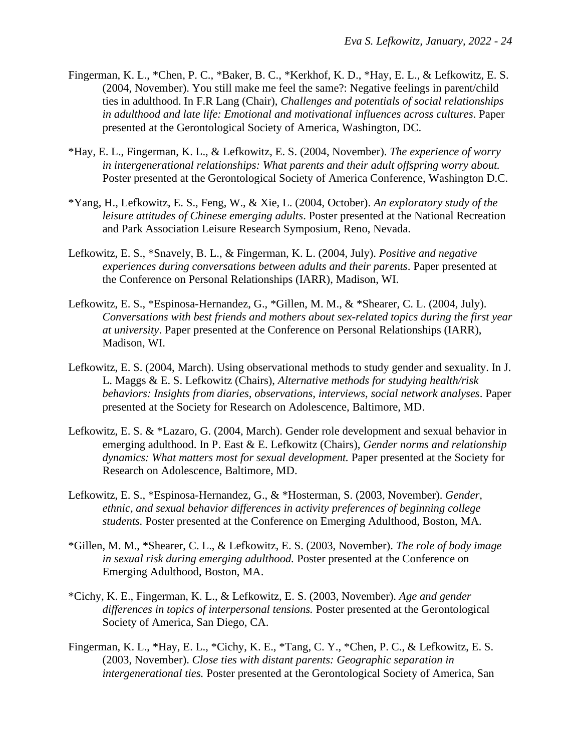Fingerman, K. L., *Chen, P. C., *Baker, B. C., *Kerkhof, K. D., *Hay, E. L., & Lefkowitz, E. S. (2004, November). You still make me feel the same?: Negative feelings in parent/child ties in adulthood. In F.R Lang (Chair), *Challenges and potentials of social relationships in adulthood and late life: Emotional and motivational influences across cultures*. Paper presented at the Gerontological Society of America, Washington, DC.

*Hay, E. L., Fingerman, K. L., & Lefkowitz, E. S. (2004, November). *The experience of worry in intergenerational relationships: What parents and their adult offspring worry about.* Poster presented at the Gerontological Society of America Conference, Washington D.C.

*Yang, H., Lefkowitz, E. S., Feng, W., & Xie, L. (2004, October). *An exploratory study of the leisure attitudes of Chinese emerging adults*. Poster presented at the National Recreation and Park Association Leisure Research Symposium, Reno, Nevada.

Lefkowitz, E. S., *Snavely, B. L., & Fingerman, K. L. (2004, July). *Positive and negative experiences during conversations between adults and their parents*. Paper presented at the Conference on Personal Relationships (IARR), Madison, WI.

Lefkowitz, E. S., *Espinosa-Hernandez, G., *Gillen, M. M., & *Shearer, C. L. (2004, July). *Conversations with best friends and mothers about sex-related topics during the first year at university*. Paper presented at the Conference on Personal Relationships (IARR), Madison, WI.

Lefkowitz, E. S. (2004, March). Using observational methods to study gender and sexuality. In J. L. Maggs & E. S. Lefkowitz (Chairs), *Alternative methods for studying health/risk behaviors: Insights from diaries, observations, interviews, social network analyses*. Paper presented at the Society for Research on Adolescence, Baltimore, MD.

Lefkowitz, E. S. & *Lazaro, G. (2004, March). Gender role development and sexual behavior in emerging adulthood. In P. East & E. Lefkowitz (Chairs), *Gender norms and relationship dynamics: What matters most for sexual development.* Paper presented at the Society for Research on Adolescence, Baltimore, MD.

Lefkowitz, E. S., *Espinosa-Hernandez, G., & *Hosterman, S. (2003, November). *Gender, ethnic, and sexual behavior differences in activity preferences of beginning college students.* Poster presented at the Conference on Emerging Adulthood, Boston, MA.

*Gillen, M. M., *Shearer, C. L., & Lefkowitz, E. S. (2003, November). *The role of body image in sexual risk during emerging adulthood.* Poster presented at the Conference on Emerging Adulthood, Boston, MA.

*Cichy, K. E., Fingerman, K. L., & Lefkowitz, E. S. (2003, November). *Age and gender differences in topics of interpersonal tensions.* Poster presented at the Gerontological Society of America, San Diego, CA.

Fingerman, K. L., *Hay, E. L., *Cichy, K. E., *Tang, C. Y., *Chen, P. C., & Lefkowitz, E. S. (2003, November). *Close ties with distant parents: Geographic separation in intergenerational ties.* Poster presented at the Gerontological Society of America, San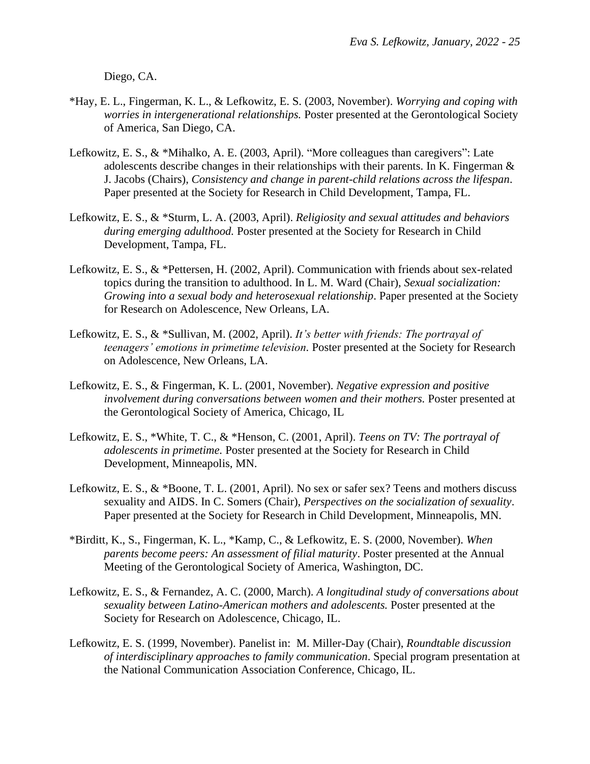Diego, CA.

*Hay, E. L., Fingerman, K. L., & Lefkowitz, E. S. (2003, November). *Worrying and coping with worries in intergenerational relationships.* Poster presented at the Gerontological Society of America, San Diego, CA.

Lefkowitz, E. S., & *Mihalko, A. E. (2003, April). "More colleagues than caregivers": Late adolescents describe changes in their relationships with their parents. In K. Fingerman & J. Jacobs (Chairs), *Consistency and change in parent-child relations across the lifespan*. Paper presented at the Society for Research in Child Development, Tampa, FL.

Lefkowitz, E. S., & *Sturm, L. A. (2003, April). *Religiosity and sexual attitudes and behaviors during emerging adulthood.* Poster presented at the Society for Research in Child Development, Tampa, FL.

Lefkowitz, E. S., & *Pettersen, H. (2002, April). Communication with friends about sex-related topics during the transition to adulthood. In L. M. Ward (Chair), *Sexual socialization: Growing into a sexual body and heterosexual relationship*. Paper presented at the Society for Research on Adolescence, New Orleans, LA.

Lefkowitz, E. S., & *Sullivan, M. (2002, April). *It's better with friends: The portrayal of teenagers' emotions in primetime television.* Poster presented at the Society for Research on Adolescence, New Orleans, LA.

Lefkowitz, E. S., & Fingerman, K. L. (2001, November). *Negative expression and positive involvement during conversations between women and their mothers.* Poster presented at the Gerontological Society of America, Chicago, IL

Lefkowitz, E. S., *White, T. C., & *Henson, C. (2001, April). *Teens on TV: The portrayal of adolescents in primetime.* Poster presented at the Society for Research in Child Development, Minneapolis, MN.

Lefkowitz, E. S., & *Boone, T. L. (2001, April). No sex or safer sex? Teens and mothers discuss sexuality and AIDS. In C. Somers (Chair), *Perspectives on the socialization of sexuality*. Paper presented at the Society for Research in Child Development, Minneapolis, MN.

*Birditt, K., S., Fingerman, K. L., *Kamp, C., & Lefkowitz, E. S. (2000, November). *When parents become peers: An assessment of filial maturity*. Poster presented at the Annual Meeting of the Gerontological Society of America, Washington, DC.

Lefkowitz, E. S., & Fernandez, A. C. (2000, March). *A longitudinal study of conversations about sexuality between Latino-American mothers and adolescents.* Poster presented at the Society for Research on Adolescence, Chicago, IL.

Lefkowitz, E. S. (1999, November). Panelist in: M. Miller-Day (Chair), *Roundtable discussion of interdisciplinary approaches to family communication*. Special program presentation at the National Communication Association Conference, Chicago, IL.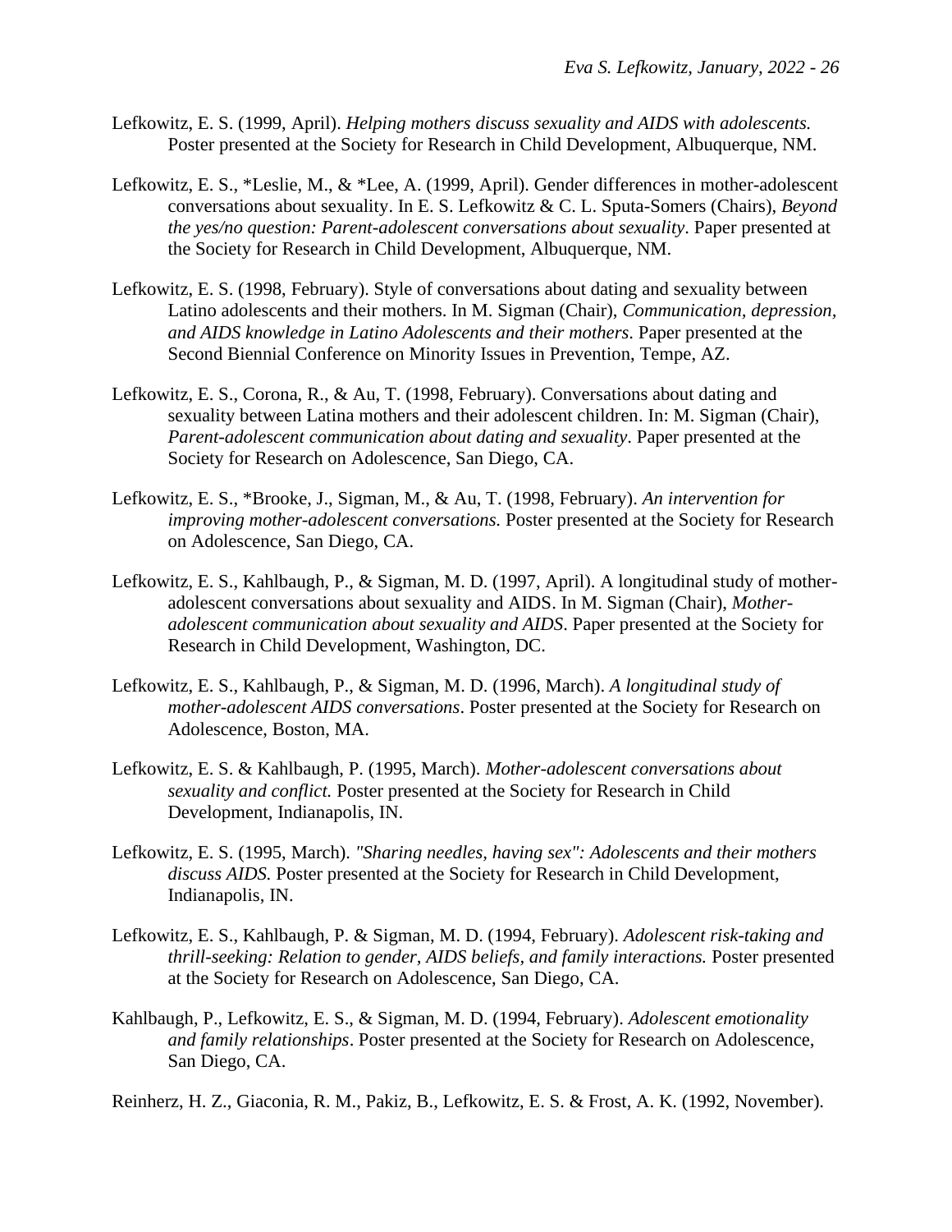Lefkowitz, E. S. (1999, April). *Helping mothers discuss sexuality and AIDS with adolescents.* Poster presented at the Society for Research in Child Development, Albuquerque, NM.

Lefkowitz, E. S., *Leslie, M., & *Lee, A. (1999, April). Gender differences in mother-adolescent conversations about sexuality. In E. S. Lefkowitz & C. L. Sputa-Somers (Chairs), *Beyond the yes/no question: Parent-adolescent conversations about sexuality*. Paper presented at the Society for Research in Child Development, Albuquerque, NM.

Lefkowitz, E. S. (1998, February). Style of conversations about dating and sexuality between Latino adolescents and their mothers. In M. Sigman (Chair), *Communication, depression, and AIDS knowledge in Latino Adolescents and their mothers*. Paper presented at the Second Biennial Conference on Minority Issues in Prevention, Tempe, AZ.

Lefkowitz, E. S., Corona, R., & Au, T. (1998, February). Conversations about dating and sexuality between Latina mothers and their adolescent children. In: M. Sigman (Chair), *Parent-adolescent communication about dating and sexuality*. Paper presented at the Society for Research on Adolescence, San Diego, CA.

Lefkowitz, E. S., *Brooke, J., Sigman, M., & Au, T. (1998, February). *An intervention for improving mother-adolescent conversations.* Poster presented at the Society for Research on Adolescence, San Diego, CA.

Lefkowitz, E. S., Kahlbaugh, P., & Sigman, M. D. (1997, April). A longitudinal study of mother-adolescent conversations about sexuality and AIDS. In M. Sigman (Chair), *Mother-adolescent communication about sexuality and AIDS*. Paper presented at the Society for Research in Child Development, Washington, DC.

Lefkowitz, E. S., Kahlbaugh, P., & Sigman, M. D. (1996, March). *A longitudinal study of mother-adolescent AIDS conversations*. Poster presented at the Society for Research on Adolescence, Boston, MA.

Lefkowitz, E. S. & Kahlbaugh, P. (1995, March). *Mother-adolescent conversations about sexuality and conflict.* Poster presented at the Society for Research in Child Development, Indianapolis, IN.

Lefkowitz, E. S. (1995, March). *"Sharing needles, having sex": Adolescents and their mothers discuss AIDS.* Poster presented at the Society for Research in Child Development, Indianapolis, IN.

Lefkowitz, E. S., Kahlbaugh, P. & Sigman, M. D. (1994, February). *Adolescent risk-taking and thrill-seeking: Relation to gender, AIDS beliefs, and family interactions.* Poster presented at the Society for Research on Adolescence, San Diego, CA.

Kahlbaugh, P., Lefkowitz, E. S., & Sigman, M. D. (1994, February). *Adolescent emotionality and family relationships*. Poster presented at the Society for Research on Adolescence, San Diego, CA.

Reinherz, H. Z., Giaconia, R. M., Pakiz, B., Lefkowitz, E. S. & Frost, A. K. (1992, November).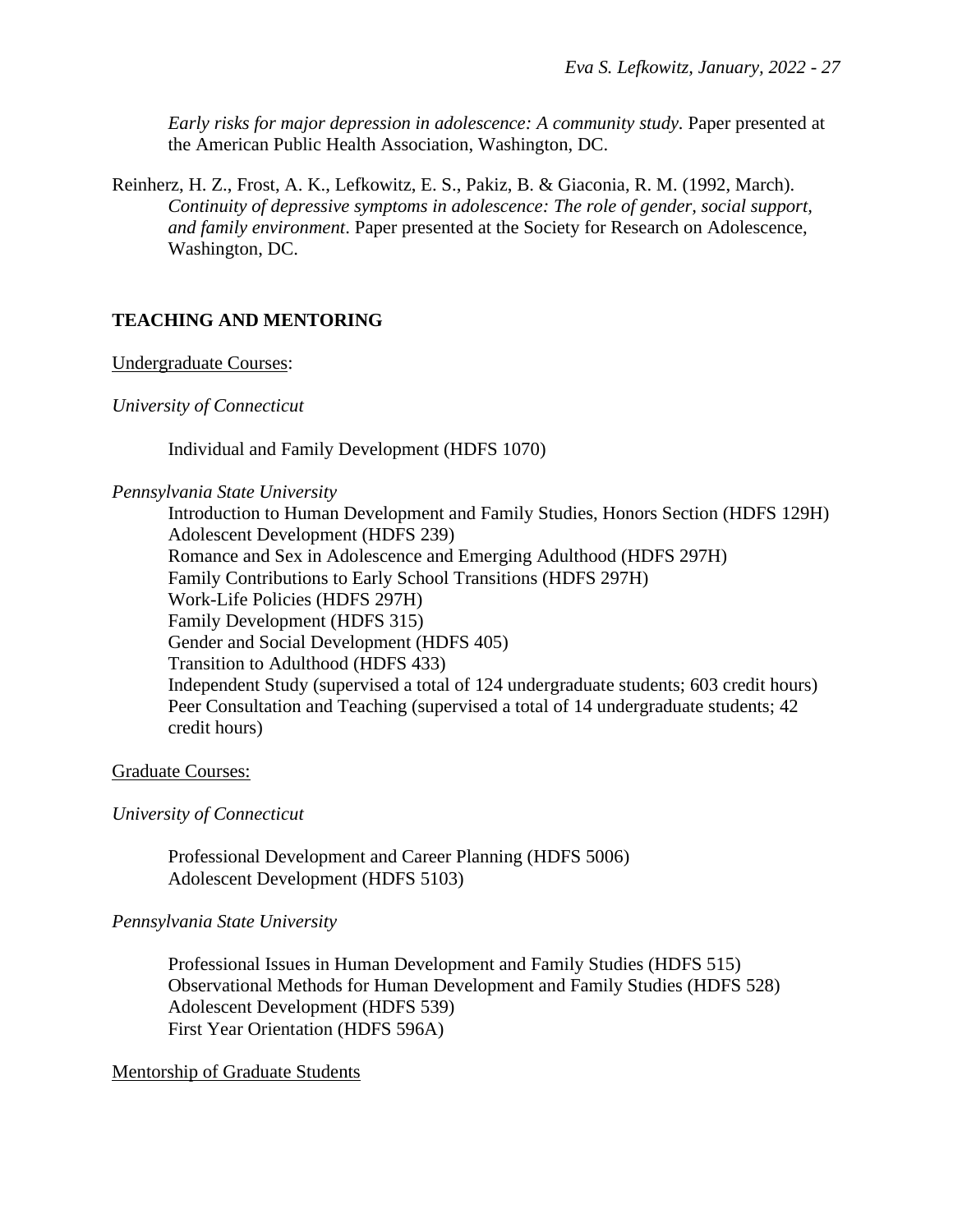*Early risks for major depression in adolescence: A community study*. Paper presented at the American Public Health Association, Washington, DC.

Reinherz, H. Z., Frost, A. K., Lefkowitz, E. S., Pakiz, B. & Giaconia, R. M. (1992, March). *Continuity of depressive symptoms in adolescence: The role of gender, social support, and family environment*. Paper presented at the Society for Research on Adolescence, Washington, DC.

## TEACHING AND MENTORING

<u>Undergraduate Courses</u>:

*University of Connecticut*

Individual and Family Development (HDFS 1070)

*Pennsylvania State University*

Introduction to Human Development and Family Studies, Honors Section (HDFS 129H)
Adolescent Development (HDFS 239)
Romance and Sex in Adolescence and Emerging Adulthood (HDFS 297H)
Family Contributions to Early School Transitions (HDFS 297H)
Work-Life Policies (HDFS 297H)
Family Development (HDFS 315)
Gender and Social Development (HDFS 405)
Transition to Adulthood (HDFS 433)
Independent Study (supervised a total of 124 undergraduate students; 603 credit hours)
Peer Consultation and Teaching (supervised a total of 14 undergraduate students; 42 credit hours)

<u>Graduate Courses:</u>

*University of Connecticut*

Professional Development and Career Planning (HDFS 5006)
Adolescent Development (HDFS 5103)

*Pennsylvania State University*

Professional Issues in Human Development and Family Studies (HDFS 515)
Observational Methods for Human Development and Family Studies (HDFS 528)
Adolescent Development (HDFS 539)
First Year Orientation (HDFS 596A)

<u>Mentorship of Graduate Students</u>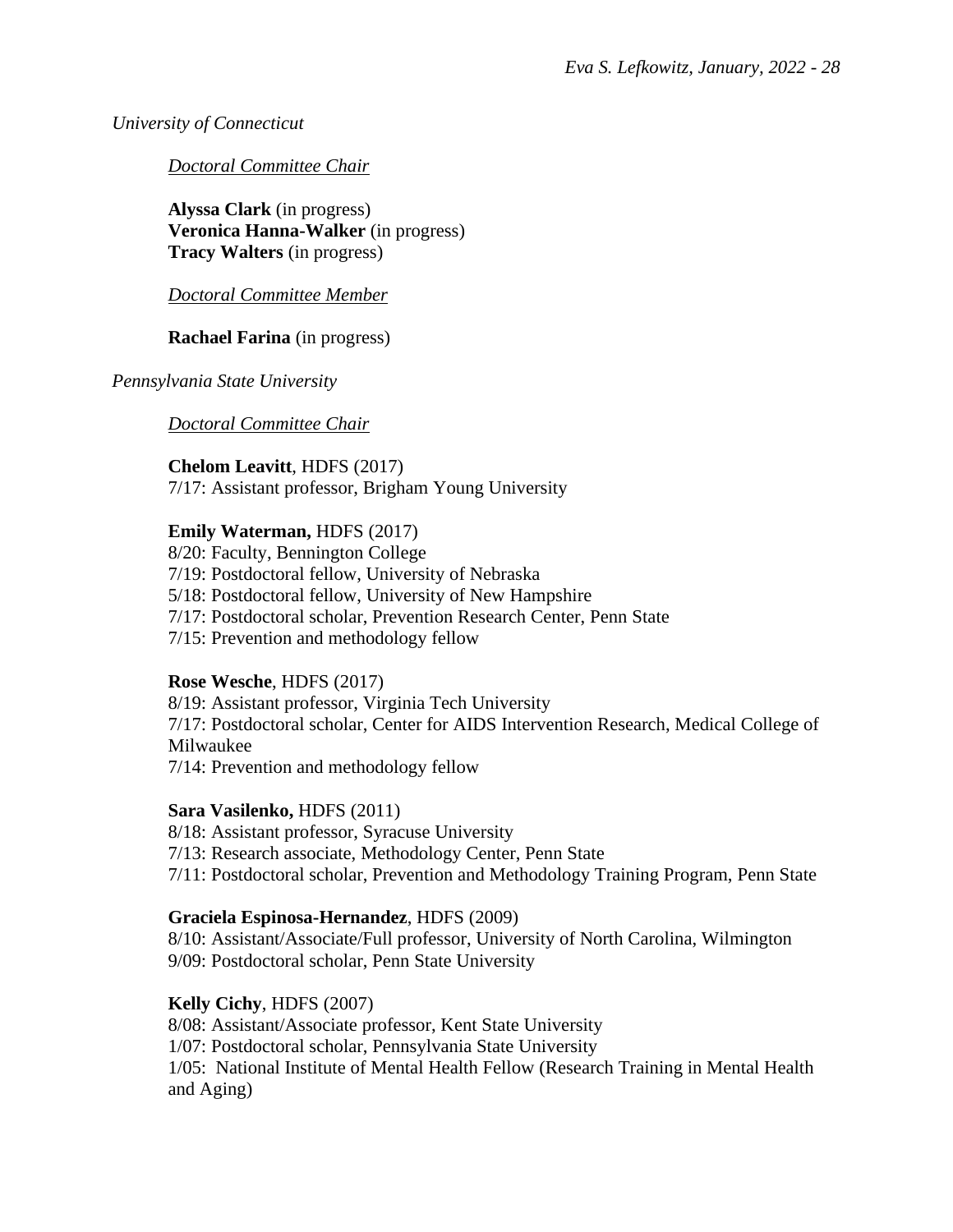*University of Connecticut*

*Doctoral Committee Chair*

**Alyssa Clark** (in progress)
**Veronica Hanna-Walker** (in progress)
**Tracy Walters** (in progress)

*Doctoral Committee Member*

**Rachael Farina** (in progress)

*Pennsylvania State University*

*Doctoral Committee Chair*

**Chelom Leavitt**, HDFS (2017)
7/17: Assistant professor, Brigham Young University

**Emily Waterman,** HDFS (2017)
8/20: Faculty, Bennington College
7/19: Postdoctoral fellow, University of Nebraska
5/18: Postdoctoral fellow, University of New Hampshire
7/17: Postdoctoral scholar, Prevention Research Center, Penn State
7/15: Prevention and methodology fellow

**Rose Wesche**, HDFS (2017)
8/19: Assistant professor, Virginia Tech University
7/17: Postdoctoral scholar, Center for AIDS Intervention Research, Medical College of Milwaukee
7/14: Prevention and methodology fellow

**Sara Vasilenko,** HDFS (2011)
8/18: Assistant professor, Syracuse University
7/13: Research associate, Methodology Center, Penn State
7/11: Postdoctoral scholar, Prevention and Methodology Training Program, Penn State

**Graciela Espinosa-Hernandez**, HDFS (2009)
8/10: Assistant/Associate/Full professor, University of North Carolina, Wilmington
9/09: Postdoctoral scholar, Penn State University

**Kelly Cichy**, HDFS (2007)
8/08: Assistant/Associate professor, Kent State University
1/07: Postdoctoral scholar, Pennsylvania State University
1/05: National Institute of Mental Health Fellow (Research Training in Mental Health and Aging)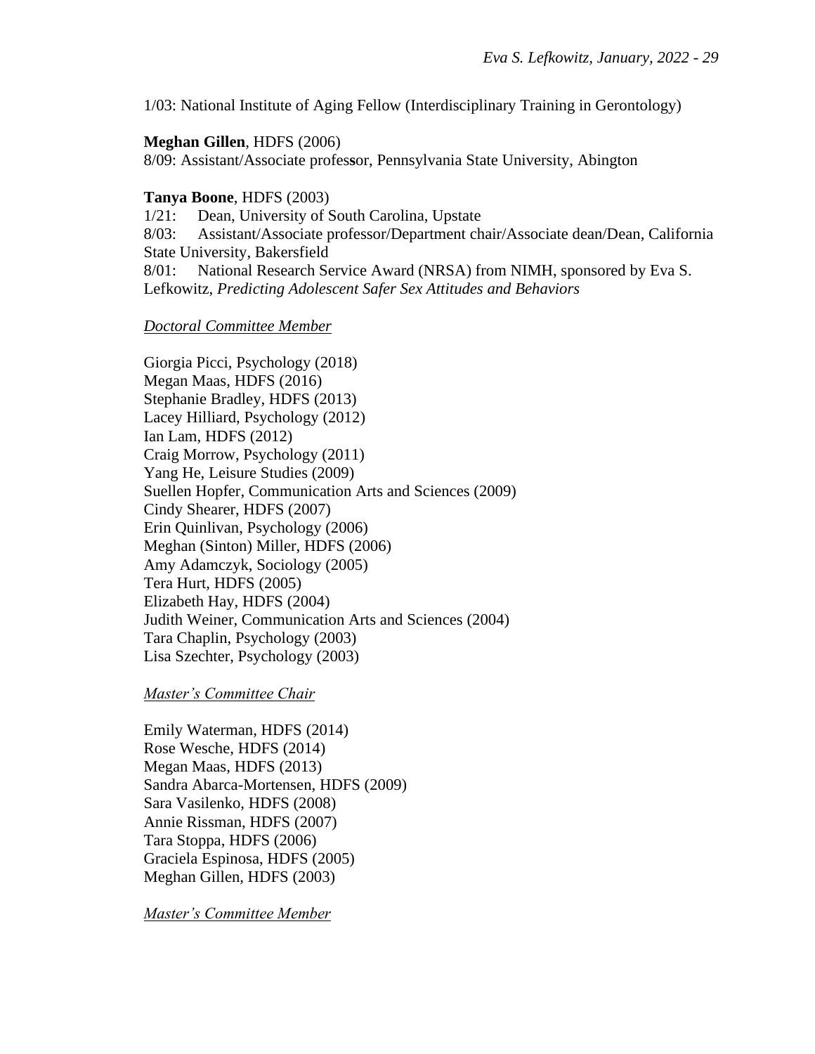1/03: National Institute of Aging Fellow (Interdisciplinary Training in Gerontology)

**Meghan Gillen**, HDFS (2006)
8/09: Assistant/Associate professor, Pennsylvania State University, Abington

**Tanya Boone**, HDFS (2003)
1/21: Dean, University of South Carolina, Upstate
8/03: Assistant/Associate professor/Department chair/Associate dean/Dean, California State University, Bakersfield
8/01: National Research Service Award (NRSA) from NIMH, sponsored by Eva S. Lefkowitz, *Predicting Adolescent Safer Sex Attitudes and Behaviors*

*Doctoral Committee Member*

Giorgia Picci, Psychology (2018)
Megan Maas, HDFS (2016)
Stephanie Bradley, HDFS (2013)
Lacey Hilliard, Psychology (2012)
Ian Lam, HDFS (2012)
Craig Morrow, Psychology (2011)
Yang He, Leisure Studies (2009)
Suellen Hopfer, Communication Arts and Sciences (2009)
Cindy Shearer, HDFS (2007)
Erin Quinlivan, Psychology (2006)
Meghan (Sinton) Miller, HDFS (2006)
Amy Adamczyk, Sociology (2005)
Tera Hurt, HDFS (2005)
Elizabeth Hay, HDFS (2004)
Judith Weiner, Communication Arts and Sciences (2004)
Tara Chaplin, Psychology (2003)
Lisa Szechter, Psychology (2003)

*Master's Committee Chair*

Emily Waterman, HDFS (2014)
Rose Wesche, HDFS (2014)
Megan Maas, HDFS (2013)
Sandra Abarca-Mortensen, HDFS (2009)
Sara Vasilenko, HDFS (2008)
Annie Rissman, HDFS (2007)
Tara Stoppa, HDFS (2006)
Graciela Espinosa, HDFS (2005)
Meghan Gillen, HDFS (2003)

*Master's Committee Member*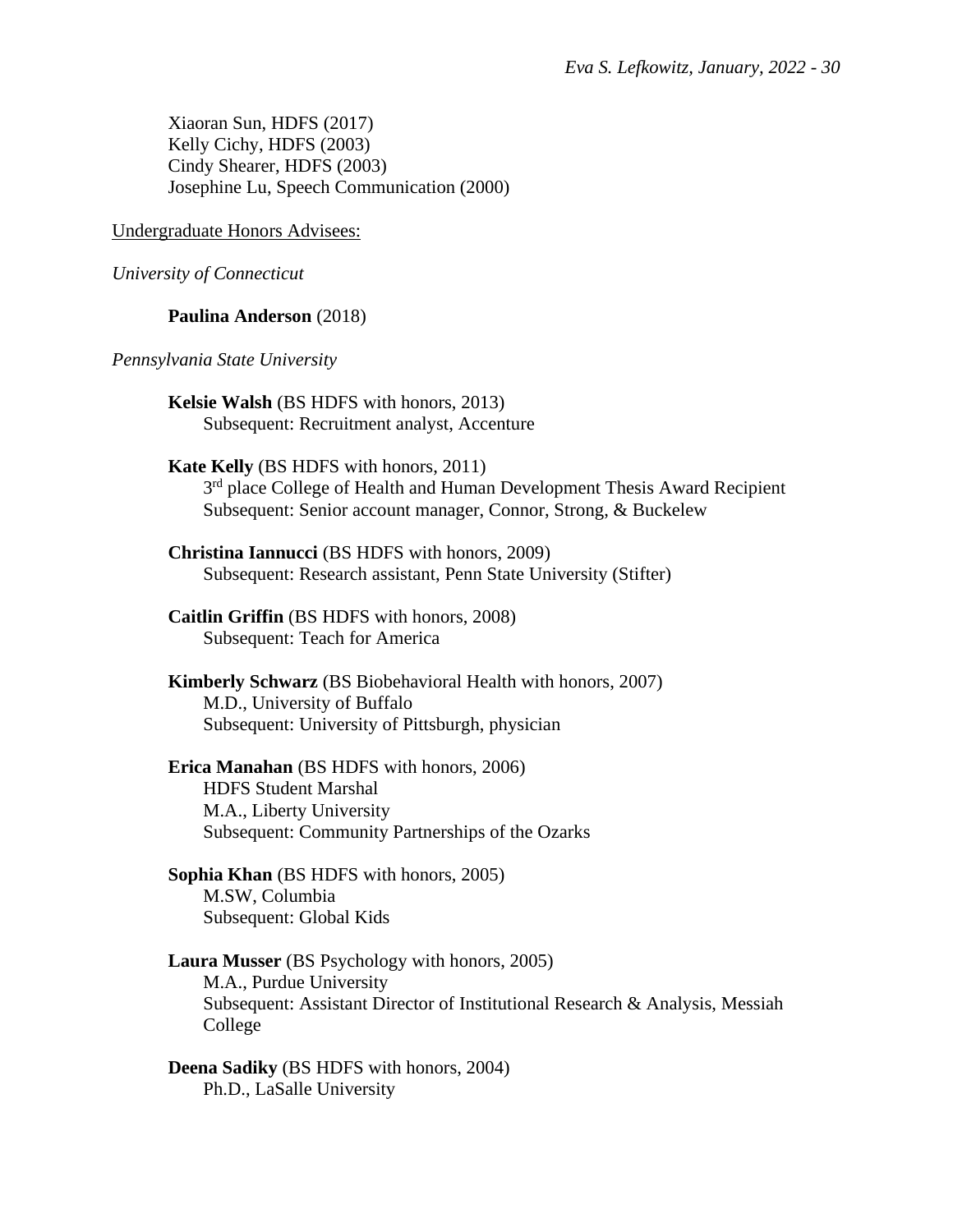Xiaoran Sun, HDFS (2017)
Kelly Cichy, HDFS (2003)
Cindy Shearer, HDFS (2003)
Josephine Lu, Speech Communication (2000)

<u>Undergraduate Honors Advisees:</u>

*University of Connecticut*

**Paulina Anderson** (2018)

*Pennsylvania State University*

**Kelsie Walsh** (BS HDFS with honors, 2013)
Subsequent: Recruitment analyst, Accenture

**Kate Kelly** (BS HDFS with honors, 2011)
3rd place College of Health and Human Development Thesis Award Recipient
Subsequent: Senior account manager, Connor, Strong, & Buckelew

**Christina Iannucci** (BS HDFS with honors, 2009)
Subsequent: Research assistant, Penn State University (Stifter)

**Caitlin Griffin** (BS HDFS with honors, 2008)
Subsequent: Teach for America

**Kimberly Schwarz** (BS Biobehavioral Health with honors, 2007)
M.D., University of Buffalo
Subsequent: University of Pittsburgh, physician

**Erica Manahan** (BS HDFS with honors, 2006)
HDFS Student Marshal
M.A., Liberty University
Subsequent: Community Partnerships of the Ozarks

**Sophia Khan** (BS HDFS with honors, 2005)
M.SW, Columbia
Subsequent: Global Kids

**Laura Musser** (BS Psychology with honors, 2005)
M.A., Purdue University
Subsequent: Assistant Director of Institutional Research & Analysis, Messiah College

**Deena Sadiky** (BS HDFS with honors, 2004)
Ph.D., LaSalle University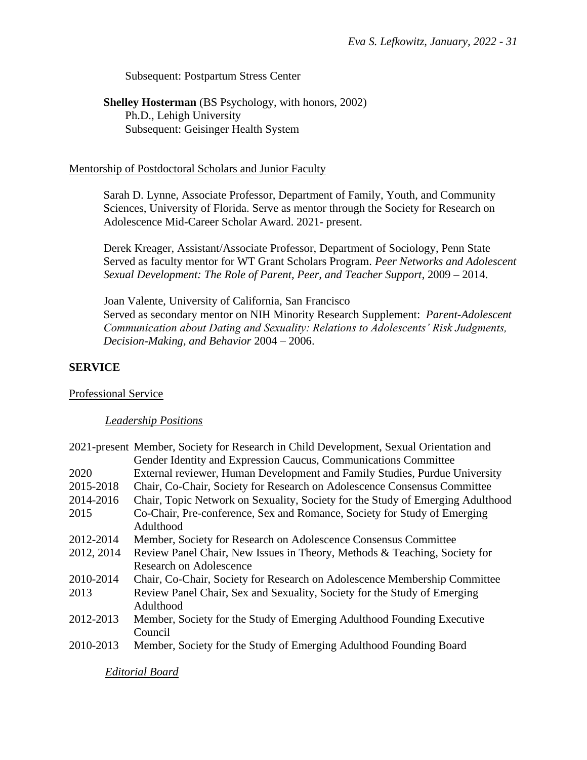Subsequent: Postpartum Stress Center

**Shelley Hosterman** (BS Psychology, with honors, 2002)
Ph.D., Lehigh University
Subsequent: Geisinger Health System

Mentorship of Postdoctoral Scholars and Junior Faculty

Sarah D. Lynne, Associate Professor, Department of Family, Youth, and Community Sciences, University of Florida. Serve as mentor through the Society for Research on Adolescence Mid-Career Scholar Award. 2021- present.

Derek Kreager, Assistant/Associate Professor, Department of Sociology, Penn State
Served as faculty mentor for WT Grant Scholars Program. *Peer Networks and Adolescent Sexual Development: The Role of Parent, Peer, and Teacher Support*, 2009 – 2014.

Joan Valente, University of California, San Francisco
Served as secondary mentor on NIH Minority Research Supplement: *Parent-Adolescent Communication about Dating and Sexuality: Relations to Adolescents' Risk Judgments, Decision-Making, and Behavior* 2004 – 2006.

## SERVICE

Professional Service

*Leadership Positions*

| | |
|---|---|
| 2021-present | Member, Society for Research in Child Development, Sexual Orientation and Gender Identity and Expression Caucus, Communications Committee |
| 2020 | External reviewer, Human Development and Family Studies, Purdue University |
| 2015-2018 | Chair, Co-Chair, Society for Research on Adolescence Consensus Committee |
| 2014-2016 | Chair, Topic Network on Sexuality, Society for the Study of Emerging Adulthood |
| 2015 | Co-Chair, Pre-conference, Sex and Romance, Society for Study of Emerging Adulthood |
| 2012-2014 | Member, Society for Research on Adolescence Consensus Committee |
| 2012, 2014 | Review Panel Chair, New Issues in Theory, Methods & Teaching, Society for Research on Adolescence |
| 2010-2014 | Chair, Co-Chair, Society for Research on Adolescence Membership Committee |
| 2013 | Review Panel Chair, Sex and Sexuality, Society for the Study of Emerging Adulthood |
| 2012-2013 | Member, Society for the Study of Emerging Adulthood Founding Executive Council |
| 2010-2013 | Member, Society for the Study of Emerging Adulthood Founding Board |

*Editorial Board*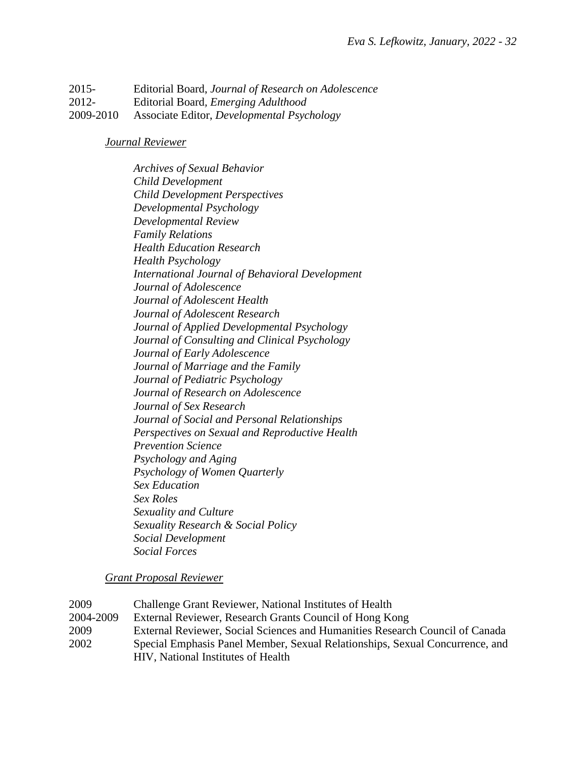2015- Editorial Board, *Journal of Research on Adolescence*
2012- Editorial Board, *Emerging Adulthood*
2009-2010 Associate Editor, *Developmental Psychology*

<u>*Journal Reviewer*</u>

*Archives of Sexual Behavior*
*Child Development*
*Child Development Perspectives*
*Developmental Psychology*
*Developmental Review*
*Family Relations*
*Health Education Research*
*Health Psychology*
*International Journal of Behavioral Development*
*Journal of Adolescence*
*Journal of Adolescent Health*
*Journal of Adolescent Research*
*Journal of Applied Developmental Psychology*
*Journal of Consulting and Clinical Psychology*
*Journal of Early Adolescence*
*Journal of Marriage and the Family*
*Journal of Pediatric Psychology*
*Journal of Research on Adolescence*
*Journal of Sex Research*
*Journal of Social and Personal Relationships*
*Perspectives on Sexual and Reproductive Health*
*Prevention Science*
*Psychology and Aging*
*Psychology of Women Quarterly*
*Sex Education*
*Sex Roles*
*Sexuality and Culture*
*Sexuality Research & Social Policy*
*Social Development*
*Social Forces*

<u>*Grant Proposal Reviewer*</u>

2009 Challenge Grant Reviewer, National Institutes of Health
2004-2009 External Reviewer, Research Grants Council of Hong Kong
2009 External Reviewer, Social Sciences and Humanities Research Council of Canada
2002 Special Emphasis Panel Member, Sexual Relationships, Sexual Concurrence, and HIV, National Institutes of Health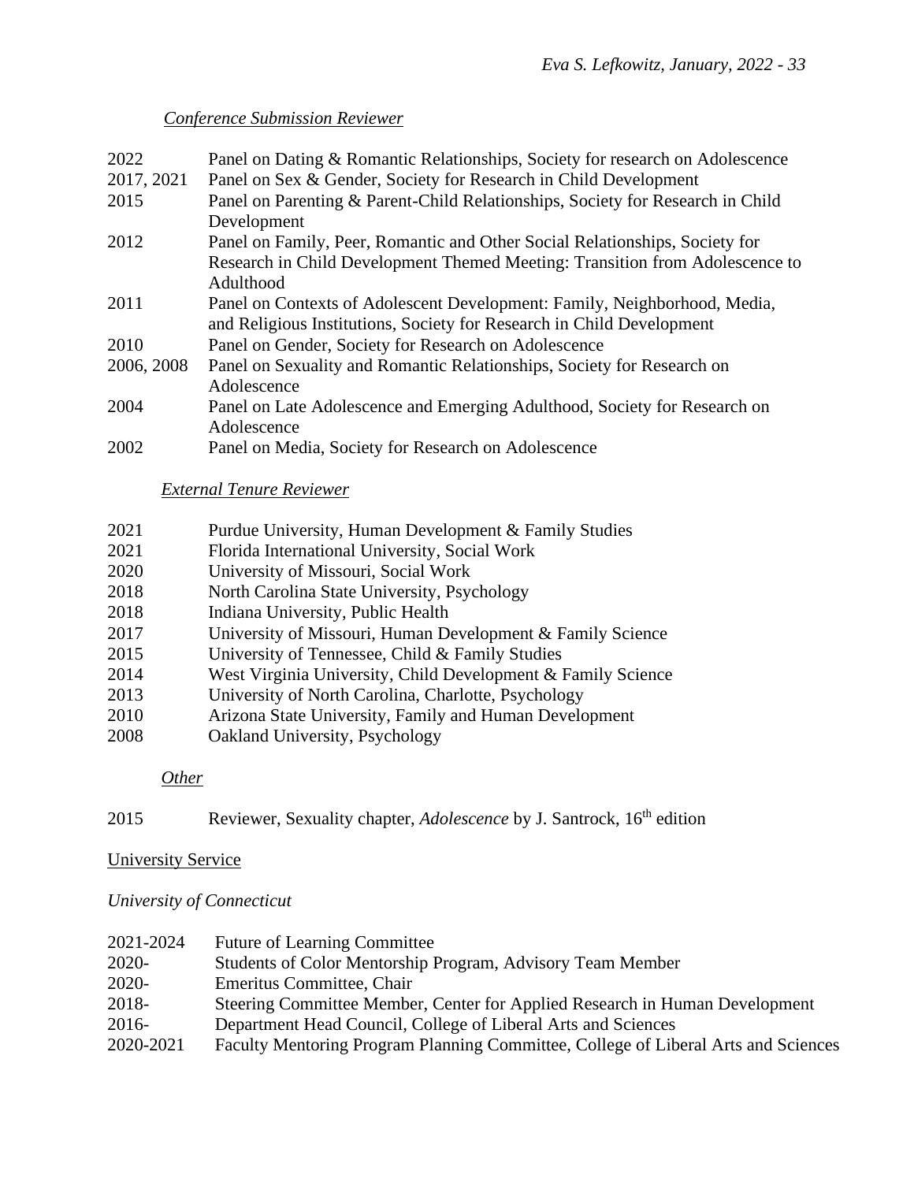*Conference Submission Reviewer*

2022 Panel on Dating & Romantic Relationships, Society for research on Adolescence
2017, 2021 Panel on Sex & Gender, Society for Research in Child Development
2015 Panel on Parenting & Parent-Child Relationships, Society for Research in Child Development
2012 Panel on Family, Peer, Romantic and Other Social Relationships, Society for Research in Child Development Themed Meeting: Transition from Adolescence to Adulthood
2011 Panel on Contexts of Adolescent Development: Family, Neighborhood, Media, and Religious Institutions, Society for Research in Child Development
2010 Panel on Gender, Society for Research on Adolescence
2006, 2008 Panel on Sexuality and Romantic Relationships, Society for Research on Adolescence
2004 Panel on Late Adolescence and Emerging Adulthood, Society for Research on Adolescence
2002 Panel on Media, Society for Research on Adolescence

*External Tenure Reviewer*

2021 Purdue University, Human Development & Family Studies
2021 Florida International University, Social Work
2020 University of Missouri, Social Work
2018 North Carolina State University, Psychology
2018 Indiana University, Public Health
2017 University of Missouri, Human Development & Family Science
2015 University of Tennessee, Child & Family Studies
2014 West Virginia University, Child Development & Family Science
2013 University of North Carolina, Charlotte, Psychology
2010 Arizona State University, Family and Human Development
2008 Oakland University, Psychology

*Other*

2015 Reviewer, Sexuality chapter, *Adolescence* by J. Santrock, 16th edition

University Service

*University of Connecticut*

2021-2024 Future of Learning Committee
2020- Students of Color Mentorship Program, Advisory Team Member
2020- Emeritus Committee, Chair
2018- Steering Committee Member, Center for Applied Research in Human Development
2016- Department Head Council, College of Liberal Arts and Sciences
2020-2021 Faculty Mentoring Program Planning Committee, College of Liberal Arts and Sciences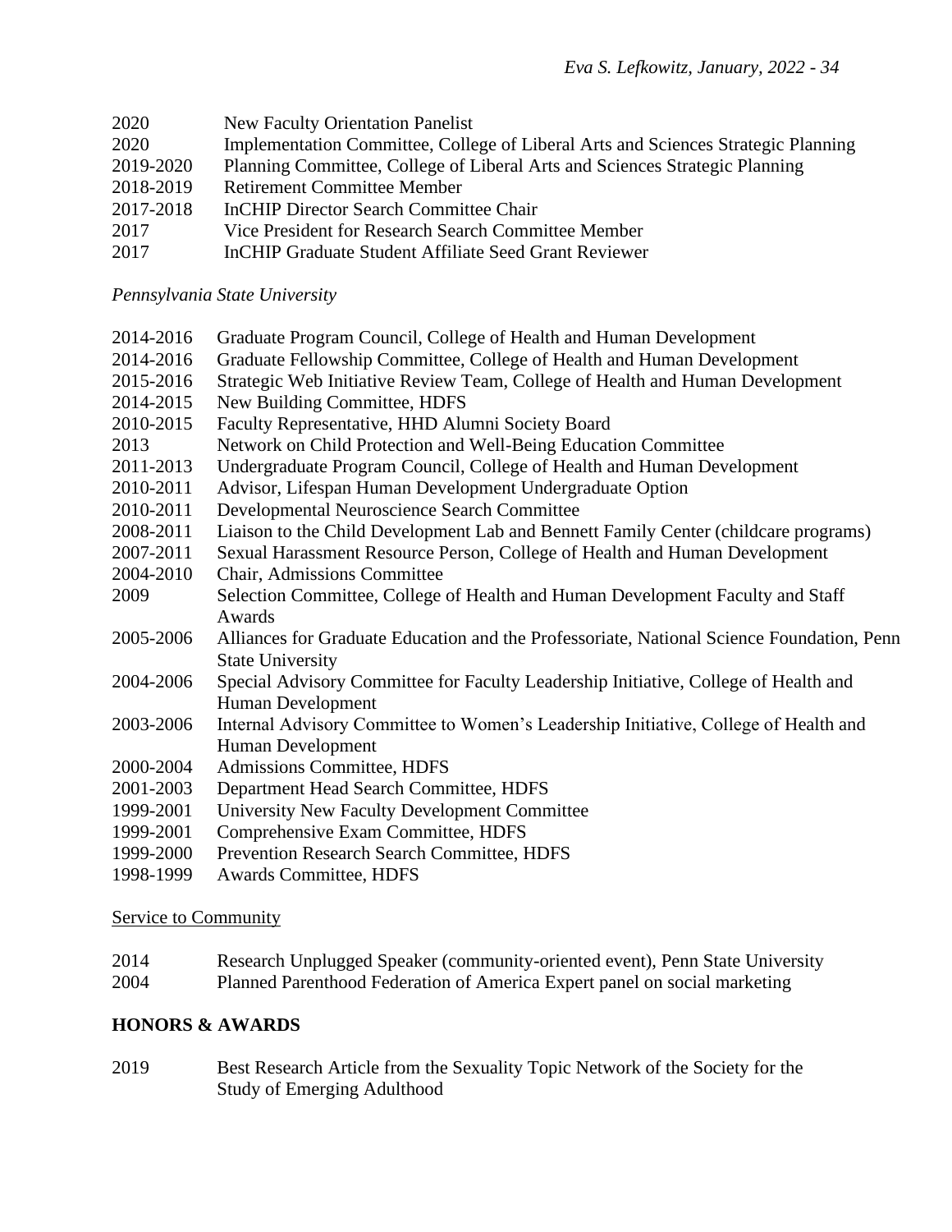2020 New Faculty Orientation Panelist
2020 Implementation Committee, College of Liberal Arts and Sciences Strategic Planning
2019-2020 Planning Committee, College of Liberal Arts and Sciences Strategic Planning
2018-2019 Retirement Committee Member
2017-2018 InCHIP Director Search Committee Chair
2017 Vice President for Research Search Committee Member
2017 InCHIP Graduate Student Affiliate Seed Grant Reviewer

*Pennsylvania State University*

2014-2016 Graduate Program Council, College of Health and Human Development
2014-2016 Graduate Fellowship Committee, College of Health and Human Development
2015-2016 Strategic Web Initiative Review Team, College of Health and Human Development
2014-2015 New Building Committee, HDFS
2010-2015 Faculty Representative, HHD Alumni Society Board
2013 Network on Child Protection and Well-Being Education Committee
2011-2013 Undergraduate Program Council, College of Health and Human Development
2010-2011 Advisor, Lifespan Human Development Undergraduate Option
2010-2011 Developmental Neuroscience Search Committee
2008-2011 Liaison to the Child Development Lab and Bennett Family Center (childcare programs)
2007-2011 Sexual Harassment Resource Person, College of Health and Human Development
2004-2010 Chair, Admissions Committee
2009 Selection Committee, College of Health and Human Development Faculty and Staff Awards
2005-2006 Alliances for Graduate Education and the Professoriate, National Science Foundation, Penn State University
2004-2006 Special Advisory Committee for Faculty Leadership Initiative, College of Health and Human Development
2003-2006 Internal Advisory Committee to Women's Leadership Initiative, College of Health and Human Development
2000-2004 Admissions Committee, HDFS
2001-2003 Department Head Search Committee, HDFS
1999-2001 University New Faculty Development Committee
1999-2001 Comprehensive Exam Committee, HDFS
1999-2000 Prevention Research Search Committee, HDFS
1998-1999 Awards Committee, HDFS

Service to Community

2014 Research Unplugged Speaker (community-oriented event), Penn State University
2004 Planned Parenthood Federation of America Expert panel on social marketing

## HONORS & AWARDS

2019 Best Research Article from the Sexuality Topic Network of the Society for the Study of Emerging Adulthood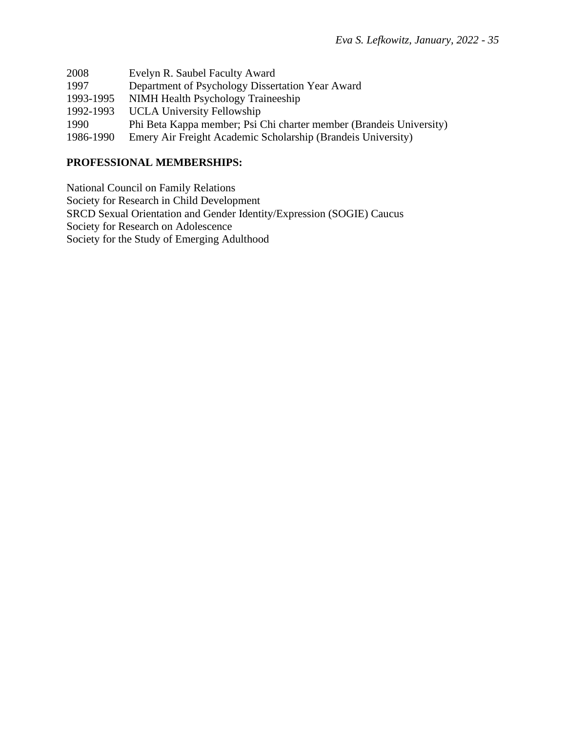2008 Evelyn R. Saubel Faculty Award
1997 Department of Psychology Dissertation Year Award
1993-1995 NIMH Health Psychology Traineeship
1992-1993 UCLA University Fellowship
1990 Phi Beta Kappa member; Psi Chi charter member (Brandeis University)
1986-1990 Emery Air Freight Academic Scholarship (Brandeis University)

**PROFESSIONAL MEMBERSHIPS:**

National Council on Family Relations
Society for Research in Child Development
SRCD Sexual Orientation and Gender Identity/Expression (SOGIE) Caucus
Society for Research on Adolescence
Society for the Study of Emerging Adulthood